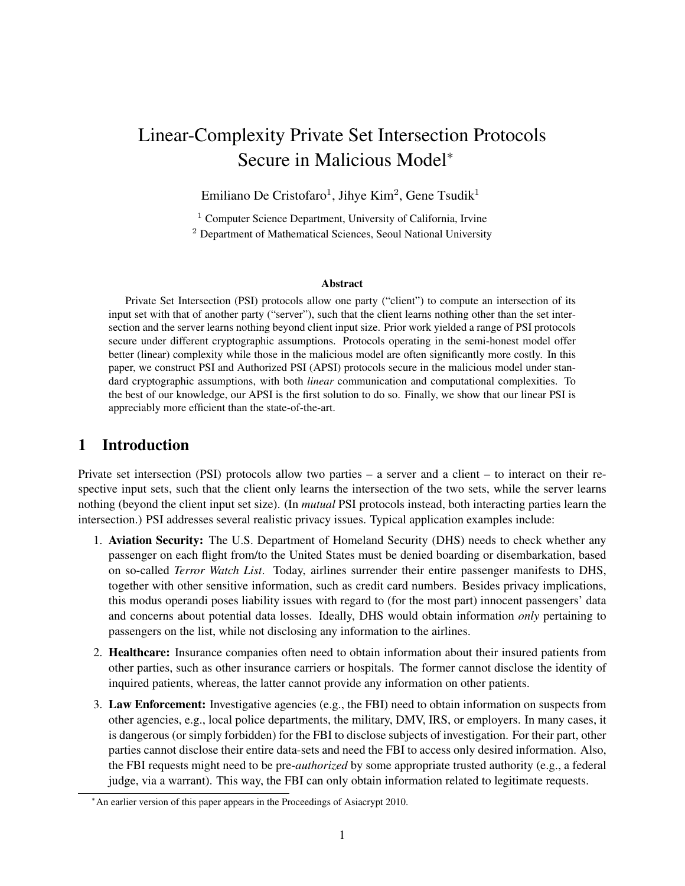# Linear-Complexity Private Set Intersection Protocols Secure in Malicious Model*

Emiliano De Cristofaro[1], Jihye Kim[2], Gene Tsudik[1]

[1] Computer Science Department, University of California, Irvine

[2] Department of Mathematical Sciences, Seoul National University

### Abstract

Private Set Intersection (PSI) protocols allow one party ("client") to compute an intersection of its input set with that of another party ("server"), such that the client learns nothing other than the set intersection and the server learns nothing beyond client input size. Prior work yielded a range of PSI protocols secure under different cryptographic assumptions. Protocols operating in the semi-honest model offer better (linear) complexity while those in the malicious model are often significantly more costly. In this paper, we construct PSI and Authorized PSI (APSI) protocols secure in the malicious model under standard cryptographic assumptions, with both *linear* communication and computational complexities. To the best of our knowledge, our APSI is the first solution to do so. Finally, we show that our linear PSI is appreciably more efficient than the state-of-the-art.

## 1 Introduction

Private set intersection (PSI) protocols allow two parties – a server and a client – to interact on their respective input sets, such that the client only learns the intersection of the two sets, while the server learns nothing (beyond the client input set size). (In *mutual* PSI protocols instead, both interacting parties learn the intersection.) PSI addresses several realistic privacy issues. Typical application examples include:

1. **Aviation Security:** The U.S. Department of Homeland Security (DHS) needs to check whether any passenger on each flight from/to the United States must be denied boarding or disembarkation, based on so-called *Terror Watch List*. Today, airlines surrender their entire passenger manifests to DHS, together with other sensitive information, such as credit card numbers. Besides privacy implications, this modus operandi poses liability issues with regard to (for the most part) innocent passengers' data and concerns about potential data losses. Ideally, DHS would obtain information *only* pertaining to passengers on the list, while not disclosing any information to the airlines.
2. **Healthcare:** Insurance companies often need to obtain information about their insured patients from other parties, such as other insurance carriers or hospitals. The former cannot disclose the identity of inquired patients, whereas, the latter cannot provide any information on other patients.
3. **Law Enforcement:** Investigative agencies (e.g., the FBI) need to obtain information on suspects from other agencies, e.g., local police departments, the military, DMV, IRS, or employers. In many cases, it is dangerous (or simply forbidden) for the FBI to disclose subjects of investigation. For their part, other parties cannot disclose their entire data-sets and need the FBI to access only desired information. Also, the FBI requests might need to be pre-*authorized* by some appropriate trusted authority (e.g., a federal judge, via a warrant). This way, the FBI can only obtain information related to legitimate requests.

*An earlier version of this paper appears in the Proceedings of Asiacrypt 2010.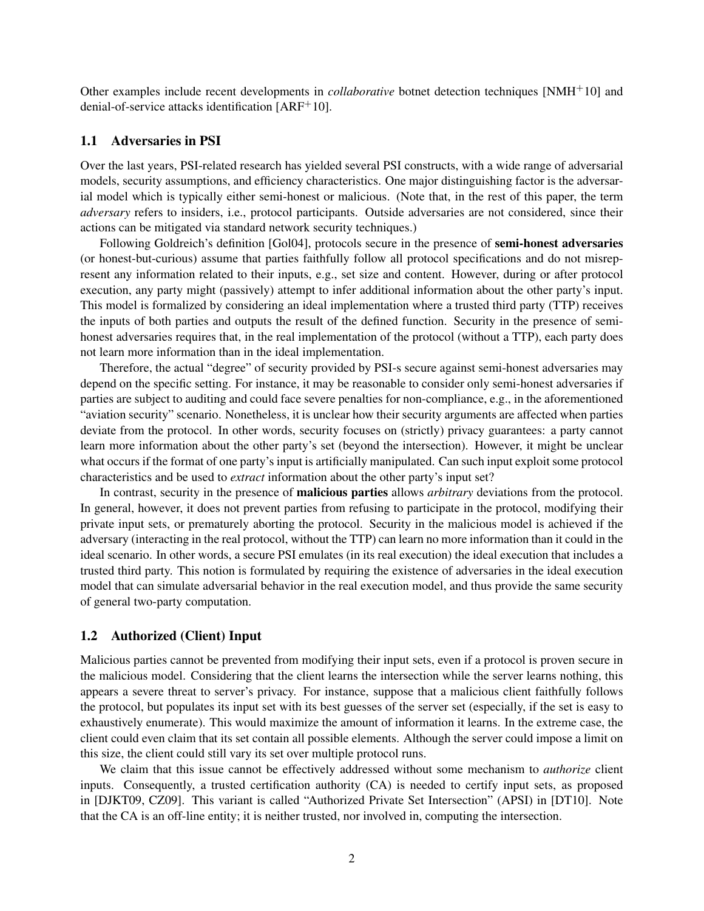Other examples include recent developments in *collaborative* botnet detection techniques [NMH+10] and denial-of-service attacks identification [ARF+10].

### 1.1 Adversaries in PSI

Over the last years, PSI-related research has yielded several PSI constructs, with a wide range of adversarial models, security assumptions, and efficiency characteristics. One major distinguishing factor is the adversarial model which is typically either semi-honest or malicious. (Note that, in the rest of this paper, the term *adversary* refers to insiders, i.e., protocol participants. Outside adversaries are not considered, since their actions can be mitigated via standard network security techniques.)

Following Goldreich's definition [Gol04], protocols secure in the presence of **semi-honest adversaries** (or honest-but-curious) assume that parties faithfully follow all protocol specifications and do not misrepresent any information related to their inputs, e.g., set size and content. However, during or after protocol execution, any party might (passively) attempt to infer additional information about the other party's input. This model is formalized by considering an ideal implementation where a trusted third party (TTP) receives the inputs of both parties and outputs the result of the defined function. Security in the presence of semi-honest adversaries requires that, in the real implementation of the protocol (without a TTP), each party does not learn more information than in the ideal implementation.

Therefore, the actual "degree" of security provided by PSI-s secure against semi-honest adversaries may depend on the specific setting. For instance, it may be reasonable to consider only semi-honest adversaries if parties are subject to auditing and could face severe penalties for non-compliance, e.g., in the aforementioned "aviation security" scenario. Nonetheless, it is unclear how their security arguments are affected when parties deviate from the protocol. In other words, security focuses on (strictly) privacy guarantees: a party cannot learn more information about the other party's set (beyond the intersection). However, it might be unclear what occurs if the format of one party's input is artificially manipulated. Can such input exploit some protocol characteristics and be used to *extract* information about the other party's input set?

In contrast, security in the presence of **malicious parties** allows *arbitrary* deviations from the protocol. In general, however, it does not prevent parties from refusing to participate in the protocol, modifying their private input sets, or prematurely aborting the protocol. Security in the malicious model is achieved if the adversary (interacting in the real protocol, without the TTP) can learn no more information than it could in the ideal scenario. In other words, a secure PSI emulates (in its real execution) the ideal execution that includes a trusted third party. This notion is formulated by requiring the existence of adversaries in the ideal execution model that can simulate adversarial behavior in the real execution model, and thus provide the same security of general two-party computation.

### 1.2 Authorized (Client) Input

Malicious parties cannot be prevented from modifying their input sets, even if a protocol is proven secure in the malicious model. Considering that the client learns the intersection while the server learns nothing, this appears a severe threat to server's privacy. For instance, suppose that a malicious client faithfully follows the protocol, but populates its input set with its best guesses of the server set (especially, if the set is easy to exhaustively enumerate). This would maximize the amount of information it learns. In the extreme case, the client could even claim that its set contain all possible elements. Although the server could impose a limit on this size, the client could still vary its set over multiple protocol runs.

We claim that this issue cannot be effectively addressed without some mechanism to *authorize* client inputs. Consequently, a trusted certification authority (CA) is needed to certify input sets, as proposed in [DJKT09, CZ09]. This variant is called "Authorized Private Set Intersection" (APSI) in [DT10]. Note that the CA is an off-line entity; it is neither trusted, nor involved in, computing the intersection.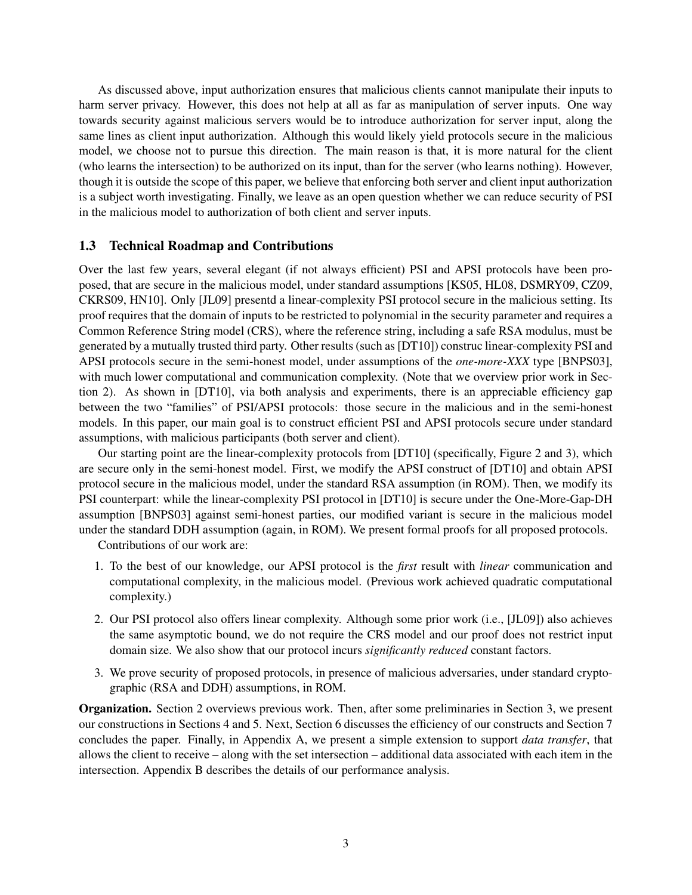As discussed above, input authorization ensures that malicious clients cannot manipulate their inputs to harm server privacy. However, this does not help at all as far as manipulation of server inputs. One way towards security against malicious servers would be to introduce authorization for server input, along the same lines as client input authorization. Although this would likely yield protocols secure in the malicious model, we choose not to pursue this direction. The main reason is that, it is more natural for the client (who learns the intersection) to be authorized on its input, than for the server (who learns nothing). However, though it is outside the scope of this paper, we believe that enforcing both server and client input authorization is a subject worth investigating. Finally, we leave as an open question whether we can reduce security of PSI in the malicious model to authorization of both client and server inputs.

### 1.3 Technical Roadmap and Contributions

Over the last few years, several elegant (if not always efficient) PSI and APSI protocols have been proposed, that are secure in the malicious model, under standard assumptions [KS05, HL08, DSMRY09, CZ09, CKRS09, HN10]. Only [JL09] presentd a linear-complexity PSI protocol secure in the malicious setting. Its proof requires that the domain of inputs to be restricted to polynomial in the security parameter and requires a Common Reference String model (CRS), where the reference string, including a safe RSA modulus, must be generated by a mutually trusted third party. Other results (such as [DT10]) construc linear-complexity PSI and APSI protocols secure in the semi-honest model, under assumptions of the *one-more-XXX* type [BNPS03], with much lower computational and communication complexity. (Note that we overview prior work in Section 2). As shown in [DT10], via both analysis and experiments, there is an appreciable efficiency gap between the two "families" of PSI/APSI protocols: those secure in the malicious and in the semi-honest models. In this paper, our main goal is to construct efficient PSI and APSI protocols secure under standard assumptions, with malicious participants (both server and client).

Our starting point are the linear-complexity protocols from [DT10] (specifically, Figure 2 and 3), which are secure only in the semi-honest model. First, we modify the APSI construct of [DT10] and obtain APSI protocol secure in the malicious model, under the standard RSA assumption (in ROM). Then, we modify its PSI counterpart: while the linear-complexity PSI protocol in [DT10] is secure under the One-More-Gap-DH assumption [BNPS03] against semi-honest parties, our modified variant is secure in the malicious model under the standard DDH assumption (again, in ROM). We present formal proofs for all proposed protocols.

Contributions of our work are:

1. To the best of our knowledge, our APSI protocol is the *first* result with *linear* communication and computational complexity, in the malicious model. (Previous work achieved quadratic computational complexity.)
2. Our PSI protocol also offers linear complexity. Although some prior work (i.e., [JL09]) also achieves the same asymptotic bound, we do not require the CRS model and our proof does not restrict input domain size. We also show that our protocol incurs *significantly reduced* constant factors.
3. We prove security of proposed protocols, in presence of malicious adversaries, under standard cryptographic (RSA and DDH) assumptions, in ROM.

**Organization.** Section 2 overviews previous work. Then, after some preliminaries in Section 3, we present our constructions in Sections 4 and 5. Next, Section 6 discusses the efficiency of our constructs and Section 7 concludes the paper. Finally, in Appendix A, we present a simple extension to support *data transfer*, that allows the client to receive – along with the set intersection – additional data associated with each item in the intersection. Appendix B describes the details of our performance analysis.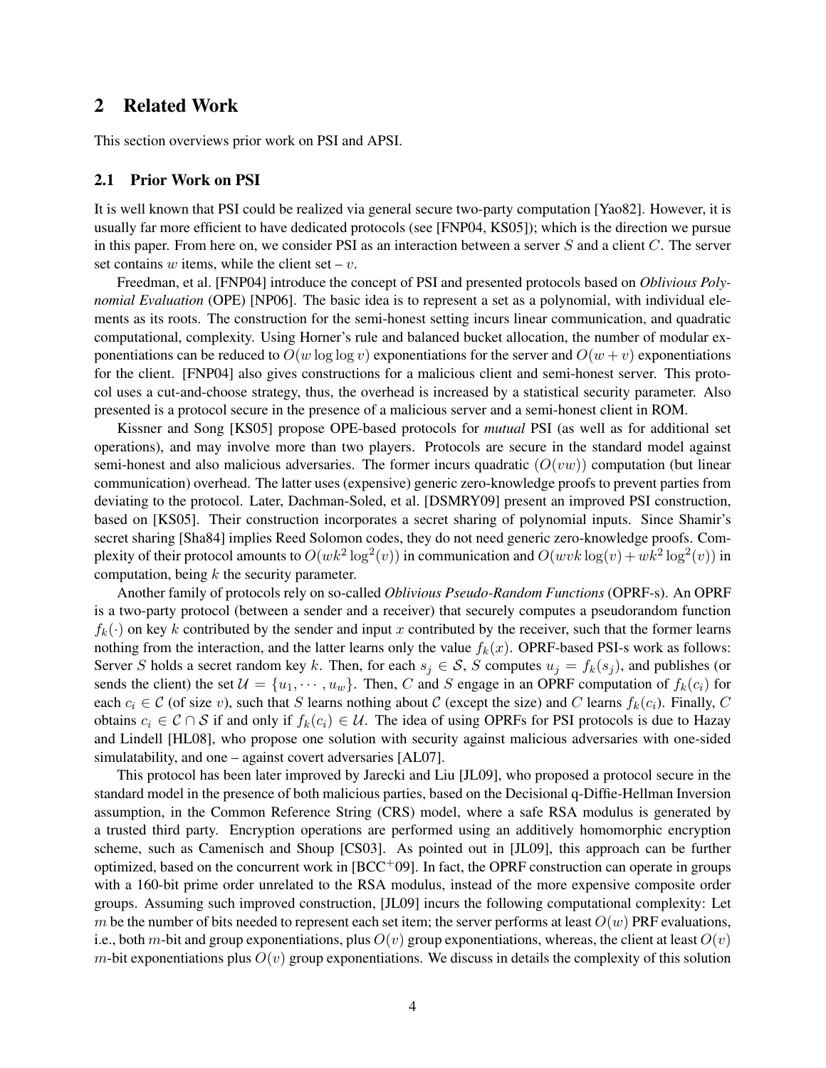## 2 Related Work

This section overviews prior work on PSI and APSI.

### 2.1 Prior Work on PSI

It is well known that PSI could be realized via general secure two-party computation [Yao82]. However, it is usually far more efficient to have dedicated protocols (see [FNP04, KS05]); which is the direction we pursue in this paper. From here on, we consider PSI as an interaction between a server $S$ and a client $C$. The server set contains $w$ items, while the client set – $v$.

Freedman, et al. [FNP04] introduce the concept of PSI and presented protocols based on *Oblivious Polynomial Evaluation* (OPE) [NP06]. The basic idea is to represent a set as a polynomial, with individual elements as its roots. The construction for the semi-honest setting incurs linear communication, and quadratic computational, complexity. Using Horner's rule and balanced bucket allocation, the number of modular exponentiations can be reduced to $O(w \log\log v)$ exponentiations for the server and $O(w + v)$ exponentiations for the client. [FNP04] also gives constructions for a malicious client and semi-honest server. This protocol uses a cut-and-choose strategy, thus, the overhead is increased by a statistical security parameter. Also presented is a protocol secure in the presence of a malicious server and a semi-honest client in ROM.

Kissner and Song [KS05] propose OPE-based protocols for *mutual* PSI (as well as for additional set operations), and may involve more than two players. Protocols are secure in the standard model against semi-honest and also malicious adversaries. The former incurs quadratic ($O(vw)$) computation (but linear communication) overhead. The latter uses (expensive) generic zero-knowledge proofs to prevent parties from deviating to the protocol. Later, Dachman-Soled, et al. [DSMRY09] present an improved PSI construction, based on [KS05]. Their construction incorporates a secret sharing of polynomial inputs. Since Shamir's secret sharing [Sha84] implies Reed Solomon codes, they do not need generic zero-knowledge proofs. Complexity of their protocol amounts to $O(wk^2 \log^2(v))$ in communication and $O(wvk \log(v) + wk^2 \log^2(v))$ in computation, being $k$ the security parameter.

Another family of protocols rely on so-called *Oblivious Pseudo-Random Functions* (OPRF-s). An OPRF is a two-party protocol (between a sender and a receiver) that securely computes a pseudorandom function $f_k(\cdot)$ on key $k$ contributed by the sender and input $x$ contributed by the receiver, such that the former learns nothing from the interaction, and the latter learns only the value $f_k(x)$. OPRF-based PSI-s work as follows: Server $S$ holds a secret random key $k$. Then, for each $s_j \in \mathcal{S}$, $S$ computes $u_j = f_k(s_j)$, and publishes (or sends the client) the set $\mathcal{U} = \{u_1, \cdots, u_w\}$. Then, $C$ and $S$ engage in an OPRF computation of $f_k(c_i)$ for each $c_i \in \mathcal{C}$ (of size $v$), such that $S$ learns nothing about $\mathcal{C}$ (except the size) and $C$ learns $f_k(c_i)$. Finally, $C$ obtains $c_i \in \mathcal{C} \cap \mathcal{S}$ if and only if $f_k(c_i) \in \mathcal{U}$. The idea of using OPRFs for PSI protocols is due to Hazay and Lindell [HL08], who propose one solution with security against malicious adversaries with one-sided simulatability, and one – against covert adversaries [AL07].

This protocol has been later improved by Jarecki and Liu [JL09], who proposed a protocol secure in the standard model in the presence of both malicious parties, based on the Decisional q-Diffie-Hellman Inversion assumption, in the Common Reference String (CRS) model, where a safe RSA modulus is generated by a trusted third party. Encryption operations are performed using an additively homomorphic encryption scheme, such as Camenisch and Shoup [CS03]. As pointed out in [JL09], this approach can be further optimized, based on the concurrent work in [BCC+09]. In fact, the OPRF construction can operate in groups with a 160-bit prime order unrelated to the RSA modulus, instead of the more expensive composite order groups. Assuming such improved construction, [JL09] incurs the following computational complexity: Let $m$ be the number of bits needed to represent each set item; the server performs at least $O(w)$ PRF evaluations, i.e., both $m$-bit and group exponentiations, plus $O(v)$ group exponentiations, whereas, the client at least $O(v)$ $m$-bit exponentiations plus $O(v)$ group exponentiations. We discuss in details the complexity of this solution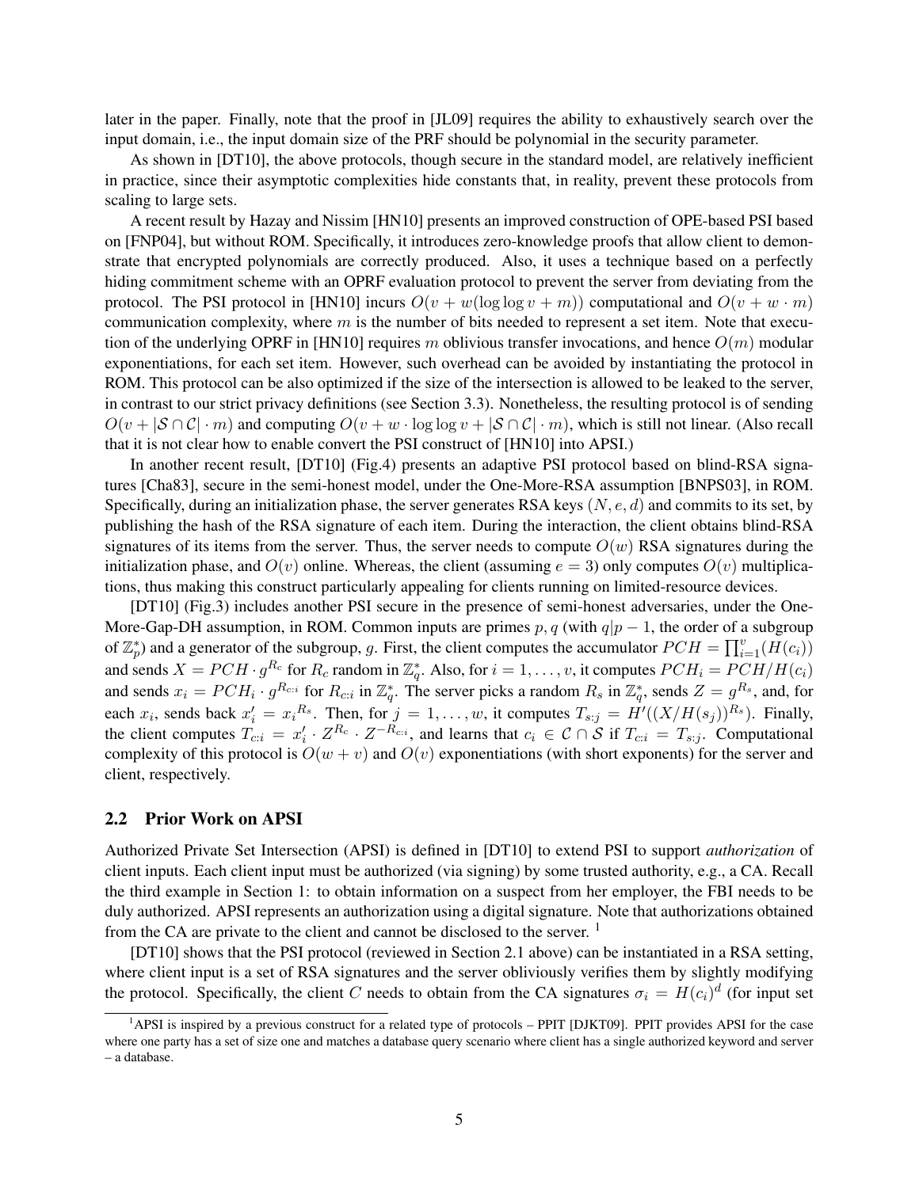later in the paper. Finally, note that the proof in [JL09] requires the ability to exhaustively search over the input domain, i.e., the input domain size of the PRF should be polynomial in the security parameter.

As shown in [DT10], the above protocols, though secure in the standard model, are relatively inefficient in practice, since their asymptotic complexities hide constants that, in reality, prevent these protocols from scaling to large sets.

A recent result by Hazay and Nissim [HN10] presents an improved construction of OPE-based PSI based on [FNP04], but without ROM. Specifically, it introduces zero-knowledge proofs that allow client to demonstrate that encrypted polynomials are correctly produced. Also, it uses a technique based on a perfectly hiding commitment scheme with an OPRF evaluation protocol to prevent the server from deviating from the protocol. The PSI protocol in [HN10] incurs $O(v + w(\log \log v + m))$ computational and $O(v + w \cdot m)$ communication complexity, where $m$ is the number of bits needed to represent a set item. Note that execution of the underlying OPRF in [HN10] requires $m$ oblivious transfer invocations, and hence $O(m)$ modular exponentiations, for each set item. However, such overhead can be avoided by instantiating the protocol in ROM. This protocol can be also optimized if the size of the intersection is allowed to be leaked to the server, in contrast to our strict privacy definitions (see Section 3.3). Nonetheless, the resulting protocol is of sending $O(v + |\mathcal{S} \cap \mathcal{C}| \cdot m)$ and computing $O(v + w \cdot \log \log v + |\mathcal{S} \cap \mathcal{C}| \cdot m)$, which is still not linear. (Also recall that it is not clear how to enable convert the PSI construct of [HN10] into APSI.)

In another recent result, [DT10] (Fig.4) presents an adaptive PSI protocol based on blind-RSA signatures [Cha83], secure in the semi-honest model, under the One-More-RSA assumption [BNPS03], in ROM. Specifically, during an initialization phase, the server generates RSA keys $(N, e, d)$ and commits to its set, by publishing the hash of the RSA signature of each item. During the interaction, the client obtains blind-RSA signatures of its items from the server. Thus, the server needs to compute $O(w)$ RSA signatures during the initialization phase, and $O(v)$ online. Whereas, the client (assuming $e = 3$) only computes $O(v)$ multiplications, thus making this construct particularly appealing for clients running on limited-resource devices.

[DT10] (Fig.3) includes another PSI secure in the presence of semi-honest adversaries, under the One-More-Gap-DH assumption, in ROM. Common inputs are primes $p, q$ (with $q|p-1$, the order of a subgroup of $\mathbb{Z}_p^*$) and a generator of the subgroup, $g$. First, the client computes the accumulator $PCH = \prod_{i=1}^{v}(H(c_i))$ and sends $X = PCH \cdot g^{R_c}$ for $R_c$ random in $\mathbb{Z}_q^*$. Also, for $i = 1, \ldots, v$, it computes $PCH_i = PCH/H(c_i)$ and sends $x_i = PCH_i \cdot g^{R_{c:i}}$ for $R_{c:i}$ in $\mathbb{Z}_q^*$. The server picks a random $R_s$ in $\mathbb{Z}_q^*$, sends $Z = g^{R_s}$, and, for each $x_i$, sends back $x'_i = {x_i}^{R_s}$. Then, for $j = 1, \ldots, w$, it computes $T_{s:j} = H'((X/H(s_j))^{R_s})$. Finally, the client computes $T_{c:i} = x'_i \cdot Z^{R_c} \cdot Z^{-R_{c:i}}$, and learns that $c_i \in \mathcal{C} \cap \mathcal{S}$ if $T_{c:i} = T_{s:j}$. Computational complexity of this protocol is $O(w + v)$ and $O(v)$ exponentiations (with short exponents) for the server and client, respectively.

## 2.2 Prior Work on APSI

Authorized Private Set Intersection (APSI) is defined in [DT10] to extend PSI to support *authorization* of client inputs. Each client input must be authorized (via signing) by some trusted authority, e.g., a CA. Recall the third example in Section 1: to obtain information on a suspect from her employer, the FBI needs to be duly authorized. APSI represents an authorization using a digital signature. Note that authorizations obtained from the CA are private to the client and cannot be disclosed to the server. [1]

[DT10] shows that the PSI protocol (reviewed in Section 2.1 above) can be instantiated in a RSA setting, where client input is a set of RSA signatures and the server obliviously verifies them by slightly modifying the protocol. Specifically, the client $C$ needs to obtain from the CA signatures $\sigma_i = H(c_i)^d$ (for input set

[1] APSI is inspired by a previous construct for a related type of protocols – PPIT [DJKT09]. PPIT provides APSI for the case where one party has a set of size one and matches a database query scenario where client has a single authorized keyword and server – a database.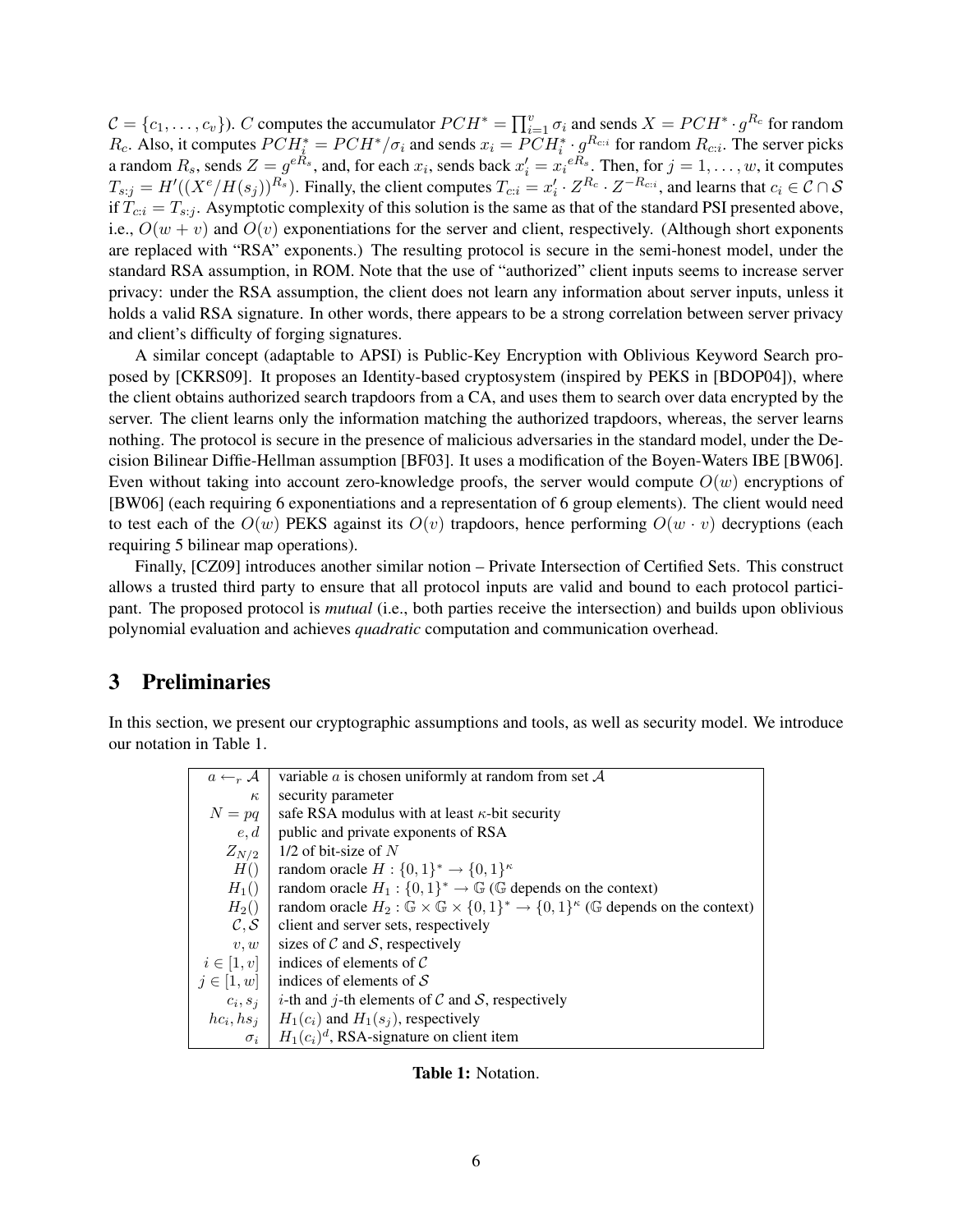$\mathcal{C} = \{c_1, \ldots, c_v\}$). $C$ computes the accumulator $PCH^* = \prod_{i=1}^{v} \sigma_i$ and sends $X = PCH^* \cdot g^{R_c}$ for random $R_c$. Also, it computes $PCH_i^* = PCH^*/\sigma_i$ and sends $x_i = PCH_i^* \cdot g^{R_{c:i}}$ for random $R_{c:i}$. The server picks a random $R_s$, sends $Z = g^{eR_s}$, and, for each $x_i$, sends back $x_i' = {x_i}^{eR_s}$. Then, for $j = 1, \ldots, w$, it computes $T_{s:j} = H'((X^e/H(s_j))^{R_s})$. Finally, the client computes $T_{c:i} = x_i' \cdot Z^{R_c} \cdot Z^{-R_{c:i}}$, and learns that $c_i \in \mathcal{C} \cap \mathcal{S}$ if $T_{c:i} = T_{s:j}$. Asymptotic complexity of this solution is the same as that of the standard PSI presented above, i.e., $O(w + v)$ and $O(v)$ exponentiations for the server and client, respectively. (Although short exponents are replaced with "RSA" exponents.) The resulting protocol is secure in the semi-honest model, under the standard RSA assumption, in ROM. Note that the use of "authorized" client inputs seems to increase server privacy: under the RSA assumption, the client does not learn any information about server inputs, unless it holds a valid RSA signature. In other words, there appears to be a strong correlation between server privacy and client's difficulty of forging signatures.

A similar concept (adaptable to APSI) is Public-Key Encryption with Oblivious Keyword Search proposed by [CKRS09]. It proposes an Identity-based cryptosystem (inspired by PEKS in [BDOP04]), where the client obtains authorized search trapdoors from a CA, and uses them to search over data encrypted by the server. The client learns only the information matching the authorized trapdoors, whereas, the server learns nothing. The protocol is secure in the presence of malicious adversaries in the standard model, under the Decision Bilinear Diffie-Hellman assumption [BF03]. It uses a modification of the Boyen-Waters IBE [BW06]. Even without taking into account zero-knowledge proofs, the server would compute $O(w)$ encryptions of [BW06] (each requiring 6 exponentiations and a representation of 6 group elements). The client would need to test each of the $O(w)$ PEKS against its $O(v)$ trapdoors, hence performing $O(w \cdot v)$ decryptions (each requiring 5 bilinear map operations).

Finally, [CZ09] introduces another similar notion – Private Intersection of Certified Sets. This construct allows a trusted third party to ensure that all protocol inputs are valid and bound to each protocol participant. The proposed protocol is *mutual* (i.e., both parties receive the intersection) and builds upon oblivious polynomial evaluation and achieves *quadratic* computation and communication overhead.

# 3 Preliminaries

In this section, we present our cryptographic assumptions and tools, as well as security model. We introduce our notation in Table 1.

| | |
|---|---|
| $a \leftarrow_r \mathcal{A}$ | variable $a$ is chosen uniformly at random from set $\mathcal{A}$ |
| $\kappa$ | security parameter |
| $N = pq$ | safe RSA modulus with at least $\kappa$-bit security |
| $e, d$ | public and private exponents of RSA |
| $Z_{N/2}$ | 1/2 of bit-size of $N$ |
| $H()$ | random oracle $H : \{0,1\}^* \rightarrow \{0,1\}^\kappa$ |
| $H_1()$ | random oracle $H_1 : \{0,1\}^* \rightarrow \mathbb{G}$ ($\mathbb{G}$ depends on the context) |
| $H_2()$ | random oracle $H_2 : \mathbb{G} \times \mathbb{G} \times \{0,1\}^* \rightarrow \{0,1\}^\kappa$ ($\mathbb{G}$ depends on the context) |
| $\mathcal{C}, \mathcal{S}$ | client and server sets, respectively |
| $v, w$ | sizes of $\mathcal{C}$ and $\mathcal{S}$, respectively |
| $i \in [1, v]$ | indices of elements of $\mathcal{C}$ |
| $j \in [1, w]$ | indices of elements of $\mathcal{S}$ |
| $c_i, s_j$ | $i$-th and $j$-th elements of $\mathcal{C}$ and $\mathcal{S}$, respectively |
| $hc_i, hs_j$ | $H_1(c_i)$ and $H_1(s_j)$, respectively |
| $\sigma_i$ | $H_1(c_i)^d$, RSA-signature on client item |

**Table 1:** Notation.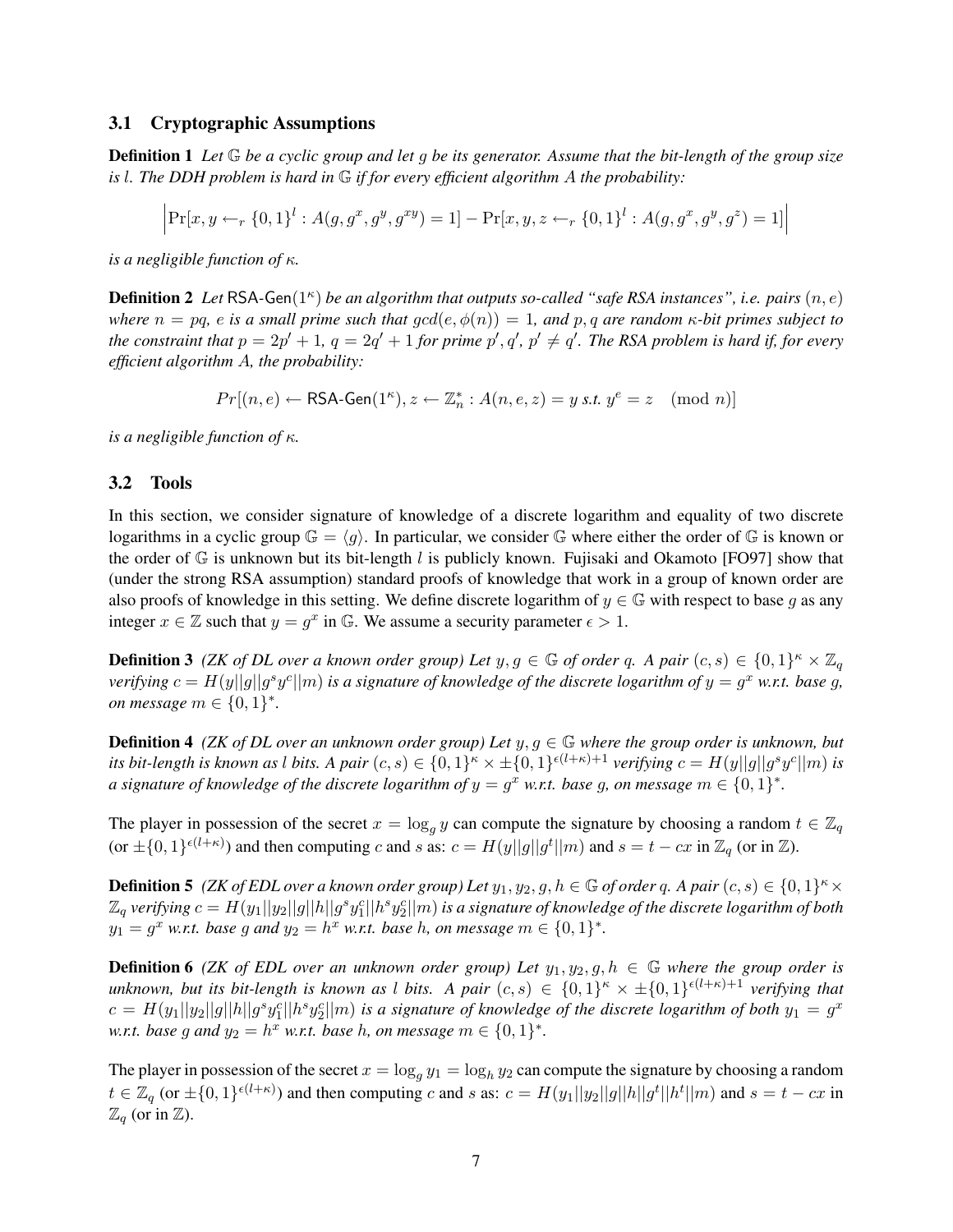### 3.1 Cryptographic Assumptions

**Definition 1** *Let $\mathbb{G}$ be a cyclic group and let $g$ be its generator. Assume that the bit-length of the group size is $l$. The DDH problem is hard in $\mathbb{G}$ if for every efficient algorithm $A$ the probability:*

$$\left|\Pr[x, y \leftarrow_r \{0,1\}^l : A(g, g^x, g^y, g^{xy}) = 1] - \Pr[x, y, z \leftarrow_r \{0,1\}^l : A(g, g^x, g^y, g^z) = 1]\right|$$

*is a negligible function of $\kappa$.*

**Definition 2** *Let $\mathsf{RSA\text{-}Gen}(1^\kappa)$ be an algorithm that outputs so-called "safe RSA instances", i.e. pairs $(n, e)$ where $n = pq$, $e$ is a small prime such that $gcd(e, \phi(n)) = 1$, and $p, q$ are random $\kappa$-bit primes subject to the constraint that $p = 2p' + 1$, $q = 2q' + 1$ for prime $p', q'$, $p' \neq q'$. The RSA problem is hard if, for every efficient algorithm $A$, the probability:*

$$Pr[(n, e) \leftarrow \mathsf{RSA\text{-}Gen}(1^\kappa), z \leftarrow \mathbb{Z}_n^* : A(n, e, z) = y \text{ s.t. } y^e = z \pmod{n}]$$

*is a negligible function of $\kappa$.*

### 3.2 Tools

In this section, we consider signature of knowledge of a discrete logarithm and equality of two discrete logarithms in a cyclic group $\mathbb{G} = \langle g \rangle$. In particular, we consider $\mathbb{G}$ where either the order of $\mathbb{G}$ is known or the order of $\mathbb{G}$ is unknown but its bit-length $l$ is publicly known. Fujisaki and Okamoto [FO97] show that (under the strong RSA assumption) standard proofs of knowledge that work in a group of known order are also proofs of knowledge in this setting. We define discrete logarithm of $y \in \mathbb{G}$ with respect to base $g$ as any integer $x \in \mathbb{Z}$ such that $y = g^x$ in $\mathbb{G}$. We assume a security parameter $\epsilon > 1$.

**Definition 3** *(ZK of DL over a known order group) Let $y, g \in \mathbb{G}$ of order $q$. A pair $(c, s) \in \{0,1\}^\kappa \times \mathbb{Z}_q$ verifying $c = H(y||g||g^s y^c||m)$ is a signature of knowledge of the discrete logarithm of $y = g^x$ w.r.t. base $g$, on message $m \in \{0,1\}^*$.*

**Definition 4** *(ZK of DL over an unknown order group) Let $y, g \in \mathbb{G}$ where the group order is unknown, but its bit-length is known as $l$ bits. A pair $(c, s) \in \{0,1\}^\kappa \times \pm\{0,1\}^{\epsilon(l+\kappa)+1}$ verifying $c = H(y||g||g^s y^c||m)$ is a signature of knowledge of the discrete logarithm of $y = g^x$ w.r.t. base $g$, on message $m \in \{0,1\}^*$.*

The player in possession of the secret $x = \log_g y$ can compute the signature by choosing a random $t \in \mathbb{Z}_q$ (or $\pm\{0,1\}^{\epsilon(l+\kappa)}$) and then computing $c$ and $s$ as: $c = H(y||g||g^t||m)$ and $s = t - cx$ in $\mathbb{Z}_q$ (or in $\mathbb{Z}$).

**Definition 5** *(ZK of EDL over a known order group) Let $y_1, y_2, g, h \in \mathbb{G}$ of order $q$. A pair $(c, s) \in \{0,1\}^\kappa \times \mathbb{Z}_q$ verifying $c = H(y_1||y_2||g||h||g^s y_1^c||h^s y_2^c||m)$ is a signature of knowledge of the discrete logarithm of both $y_1 = g^x$ w.r.t. base $g$ and $y_2 = h^x$ w.r.t. base $h$, on message $m \in \{0,1\}^*$.*

**Definition 6** *(ZK of EDL over an unknown order group) Let $y_1, y_2, g, h \in \mathbb{G}$ where the group order is unknown, but its bit-length is known as $l$ bits. A pair $(c, s) \in \{0,1\}^\kappa \times \pm\{0,1\}^{\epsilon(l+\kappa)+1}$ verifying that $c = H(y_1||y_2||g||h||g^s y_1^c||h^s y_2^c||m)$ is a signature of knowledge of the discrete logarithm of both $y_1 = g^x$ w.r.t. base $g$ and $y_2 = h^x$ w.r.t. base $h$, on message $m \in \{0,1\}^*$.*

The player in possession of the secret $x = \log_g y_1 = \log_h y_2$ can compute the signature by choosing a random $t \in \mathbb{Z}_q$ (or $\pm\{0,1\}^{\epsilon(l+\kappa)}$) and then computing $c$ and $s$ as: $c = H(y_1||y_2||g||h||g^t||h^t||m)$ and $s = t - cx$ in $\mathbb{Z}_q$ (or in $\mathbb{Z}$).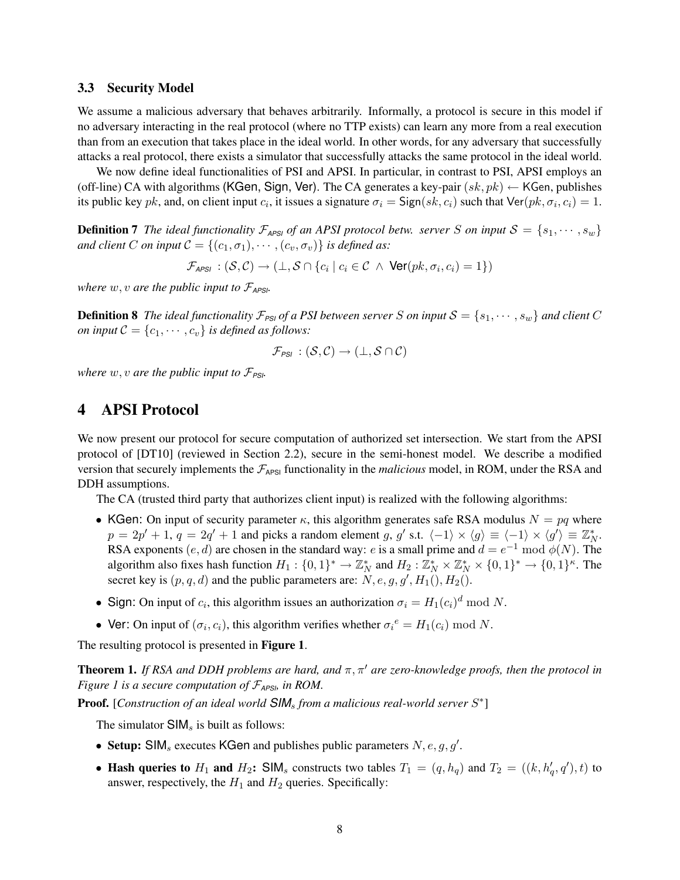### 3.3 Security Model

We assume a malicious adversary that behaves arbitrarily. Informally, a protocol is secure in this model if no adversary interacting in the real protocol (where no TTP exists) can learn any more from a real execution than from an execution that takes place in the ideal world. In other words, for any adversary that successfully attacks a real protocol, there exists a simulator that successfully attacks the same protocol in the ideal world.

We now define ideal functionalities of PSI and APSI. In particular, in contrast to PSI, APSI employs an (off-line) CA with algorithms (KGen, Sign, Ver). The CA generates a key-pair $(sk, pk) \leftarrow \mathsf{KGen}$, publishes its public key $pk$, and, on client input $c_i$, it issues a signature $\sigma_i = \mathsf{Sign}(sk, c_i)$ such that $\mathsf{Ver}(pk, \sigma_i, c_i) = 1$.

**Definition 7** *The ideal functionality $\mathcal{F}_{APSI}$ of an APSI protocol betw. server $S$ on input $\mathcal{S} = \{s_1, \cdots, s_w\}$ and client $C$ on input $\mathcal{C} = \{(c_1, \sigma_1), \cdots, (c_v, \sigma_v)\}$ is defined as:*

$$\mathcal{F}_{APSI} : (\mathcal{S}, \mathcal{C}) \rightarrow (\perp, \mathcal{S} \cap \{c_i \mid c_i \in \mathcal{C} \ \wedge \ \mathsf{Ver}(pk, \sigma_i, c_i) = 1\})$$

*where $w, v$ are the public input to $\mathcal{F}_{APSI}$.*

**Definition 8** *The ideal functionality $\mathcal{F}_{PSI}$ of a PSI between server $S$ on input $\mathcal{S} = \{s_1, \cdots, s_w\}$ and client $C$ on input $\mathcal{C} = \{c_1, \cdots, c_v\}$ is defined as follows:*

$$\mathcal{F}_{PSI} : (\mathcal{S}, \mathcal{C}) \rightarrow (\perp, \mathcal{S} \cap \mathcal{C})$$

*where $w, v$ are the public input to $\mathcal{F}_{PSI}$.*

## 4 APSI Protocol

We now present our protocol for secure computation of authorized set intersection. We start from the APSI protocol of [DT10] (reviewed in Section 2.2), secure in the semi-honest model. We describe a modified version that securely implements the $\mathcal{F}_{APSI}$ functionality in the *malicious* model, in ROM, under the RSA and DDH assumptions.

The CA (trusted third party that authorizes client input) is realized with the following algorithms:

- KGen: On input of security parameter $\kappa$, this algorithm generates safe RSA modulus $N = pq$ where $p = 2p' + 1$, $q = 2q' + 1$ and picks a random element $g$, $g'$ s.t. $\langle -1 \rangle \times \langle g \rangle \equiv \langle -1 \rangle \times \langle g' \rangle \equiv \mathbb{Z}_N^*$. RSA exponents $(e, d)$ are chosen in the standard way: $e$ is a small prime and $d = e^{-1} \bmod \phi(N)$. The algorithm also fixes hash function $H_1 : \{0,1\}^* \rightarrow \mathbb{Z}_N^*$ and $H_2 : \mathbb{Z}_N^* \times \mathbb{Z}_N^* \times \{0,1\}^* \rightarrow \{0,1\}^\kappa$. The secret key is $(p, q, d)$ and the public parameters are: $N, e, g, g', H_1(), H_2()$.
- Sign: On input of $c_i$, this algorithm issues an authorization $\sigma_i = H_1(c_i)^d \bmod N$.
- Ver: On input of $(\sigma_i, c_i)$, this algorithm verifies whether $\sigma_i{}^e = H_1(c_i) \bmod N$.

The resulting protocol is presented in **Figure 1**.

**Theorem 1.** *If RSA and DDH problems are hard, and $\pi, \pi'$ are zero-knowledge proofs, then the protocol in Figure 1 is a secure computation of $\mathcal{F}_{APSI}$, in ROM.*

**Proof.** [*Construction of an ideal world $\mathsf{SIM}_s$ from a malicious real-world server $S^*$*]

The simulator $\mathsf{SIM}_s$ is built as follows:

- **Setup:** $\mathsf{SIM}_s$ executes KGen and publishes public parameters $N, e, g, g'$.
- **Hash queries to $H_1$ and $H_2$:** $\mathsf{SIM}_s$ constructs two tables $T_1 = (q, h_q)$ and $T_2 = ((k, h'_q, q'), t)$ to answer, respectively, the $H_1$ and $H_2$ queries. Specifically: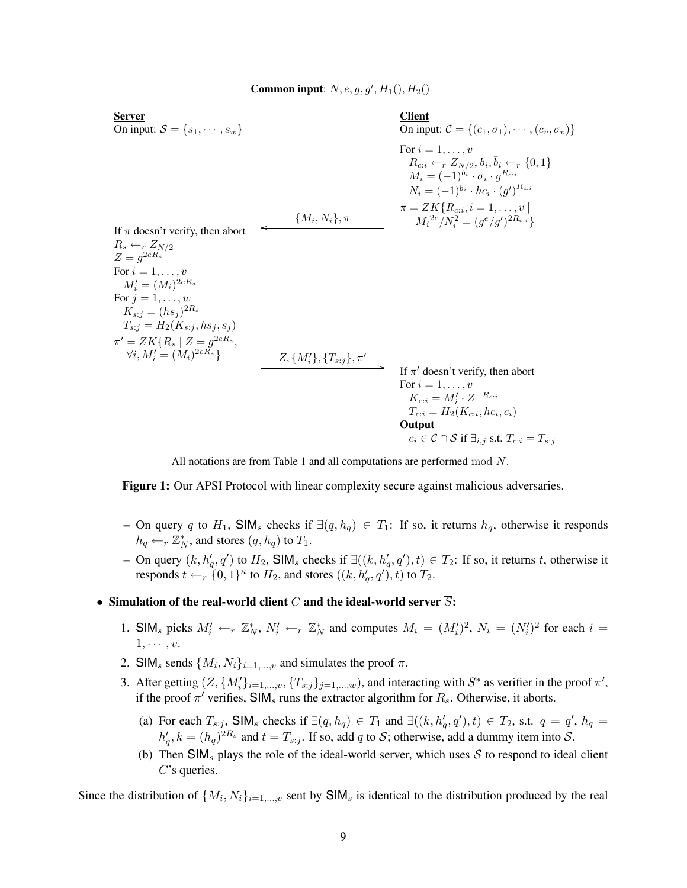**Common input**: $N, e, g, g', H_1(), H_2()$

**Server**

On input: $\mathcal{S} = \{s_1, \cdots, s_w\}$

**Client**

On input: $\mathcal{C} = \{(c_1, \sigma_1), \cdots, (c_v, \sigma_v)\}$

Client:

For $i = 1, \ldots, v$
- $R_{c:i} \leftarrow_r Z_{N/2}, b_i, \bar{b}_i \leftarrow_r \{0,1\}$
- $M_i = (-1)^{b_i} \cdot \sigma_i \cdot g^{R_{c:i}}$
- $N_i = (-1)^{\bar{b}_i} \cdot hc_i \cdot (g')^{R_{c:i}}$

$\pi = ZK\{R_{c:i}, i = 1, \ldots, v \mid M_i^{2e}/N_i^2 = (g^e/g')^{2R_{c:i}}\}$

Client → Server: $\{M_i, N_i\}, \pi$

Server:

If $\pi$ doesn't verify, then abort

$R_s \leftarrow_r Z_{N/2}$

$Z = g^{2eR_s}$

For $i = 1, \ldots, v$
- $M_i' = (M_i)^{2eR_s}$

For $j = 1, \ldots, w$
- $K_{s:j} = (hs_j)^{2R_s}$
- $T_{s:j} = H_2(K_{s:j}, hs_j, s_j)$

$\pi' = ZK\{R_s \mid Z = g^{2eR_s}, \forall i, M_i' = (M_i)^{2eR_s}\}$

Server → Client: $Z, \{M_i'\}, \{T_{s:j}\}, \pi'$

Client:

If $\pi'$ doesn't verify, then abort

For $i = 1, \ldots, v$
- $K_{c:i} = M_i' \cdot Z^{-R_{c:i}}$
- $T_{c:i} = H_2(K_{c:i}, hc_i, c_i)$

**Output**
- $c_i \in \mathcal{C} \cap \mathcal{S}$ if $\exists_{i,j}$ s.t. $T_{c:i} = T_{s:j}$

All notations are from Table 1 and all computations are performed mod $N$.

**Figure 1:** Our APSI Protocol with linear complexity secure against malicious adversaries.

– On query $q$ to $H_1$, $\mathsf{SIM}_s$ checks if $\exists(q, h_q) \in T_1$: If so, it returns $h_q$, otherwise it responds $h_q \leftarrow_r \mathbb{Z}_N^*$, and stores $(q, h_q)$ to $T_1$.

– On query $(k, h_q', q')$ to $H_2$, $\mathsf{SIM}_s$ checks if $\exists((k, h_q', q'), t) \in T_2$: If so, it returns $t$, otherwise it responds $t \leftarrow_r \{0,1\}^\kappa$ to $H_2$, and stores $((k, h_q', q'), t)$ to $T_2$.

- **Simulation of the real-world client $C$ and the ideal-world server $\overline{S}$:**

1. $\mathsf{SIM}_s$ picks $M_i' \leftarrow_r \mathbb{Z}_N^*$, $N_i' \leftarrow_r \mathbb{Z}_N^*$ and computes $M_i = (M_i')^2$, $N_i = (N_i')^2$ for each $i = 1, \cdots, v$.
2. $\mathsf{SIM}_s$ sends $\{M_i, N_i\}_{i=1,\ldots,v}$ and simulates the proof $\pi$.
3. After getting $(Z, \{M_i'\}_{i=1,\ldots,v}, \{T_{s:j}\}_{j=1,\ldots,w})$, and interacting with $S^*$ as verifier in the proof $\pi'$, if the proof $\pi'$ verifies, $\mathsf{SIM}_s$ runs the extractor algorithm for $R_s$. Otherwise, it aborts.
   (a) For each $T_{s:j}$, $\mathsf{SIM}_s$ checks if $\exists(q, h_q) \in T_1$ and $\exists((k, h_q', q'), t) \in T_2$, s.t. $q = q'$, $h_q = h_q'$, $k = (h_q)^{2R_s}$ and $t = T_{s:j}$. If so, add $q$ to $\mathcal{S}$; otherwise, add a dummy item into $\mathcal{S}$.
   (b) Then $\mathsf{SIM}_s$ plays the role of the ideal-world server, which uses $\mathcal{S}$ to respond to ideal client $\overline{C}$'s queries.

Since the distribution of $\{M_i, N_i\}_{i=1,\ldots,v}$ sent by $\mathsf{SIM}_s$ is identical to the distribution produced by the real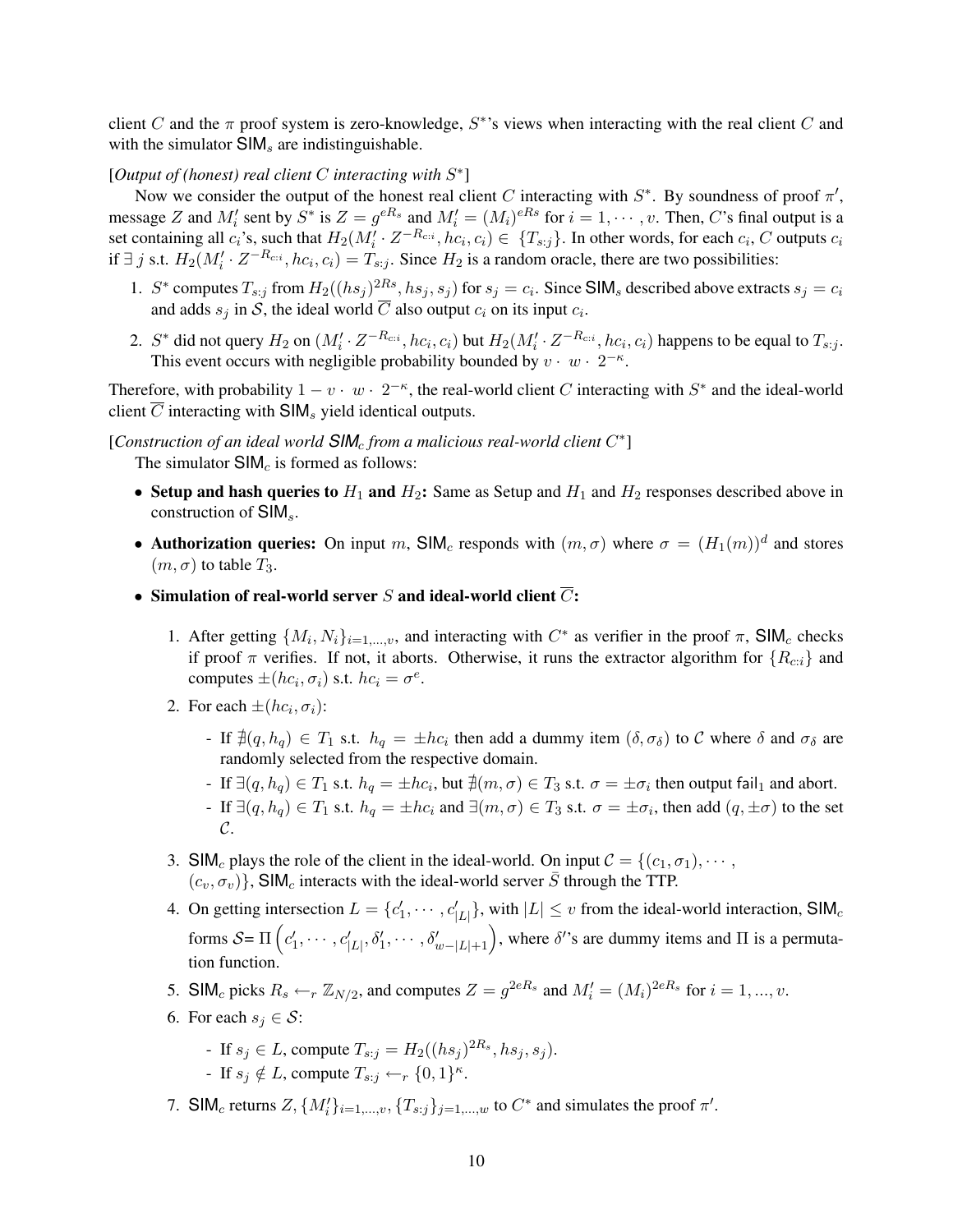client $C$ and the $\pi$ proof system is zero-knowledge, $S^*$'s views when interacting with the real client $C$ and with the simulator $\mathsf{SIM}_s$ are indistinguishable.

[*Output of (honest) real client $C$ interacting with $S^*$*]

Now we consider the output of the honest real client $C$ interacting with $S^*$. By soundness of proof $\pi'$, message $Z$ and $M_i'$ sent by $S^*$ is $Z = g^{eR_s}$ and $M_i' = (M_i)^{eR_s}$ for $i = 1, \cdots, v$. Then, $C$'s final output is a set containing all $c_i$'s, such that $H_2(M_i' \cdot Z^{-R_{c:i}}, hc_i, c_i) \in \{T_{s:j}\}$. In other words, for each $c_i$, $C$ outputs $c_i$ if $\exists\, j$ s.t. $H_2(M_i' \cdot Z^{-R_{c:i}}, hc_i, c_i) = T_{s:j}$. Since $H_2$ is a random oracle, there are two possibilities:

1. $S^*$ computes $T_{s:j}$ from $H_2((hs_j)^{2R_s}, hs_j, s_j)$ for $s_j = c_i$. Since $\mathsf{SIM}_s$ described above extracts $s_j = c_i$ and adds $s_j$ in $\mathcal{S}$, the ideal world $\overline{C}$ also output $c_i$ on its input $c_i$.
2. $S^*$ did not query $H_2$ on $(M_i' \cdot Z^{-R_{c:i}}, hc_i, c_i)$ but $H_2(M_i' \cdot Z^{-R_{c:i}}, hc_i, c_i)$ happens to be equal to $T_{s:j}$. This event occurs with negligible probability bounded by $v \cdot w \cdot 2^{-\kappa}$.

Therefore, with probability $1 - v \cdot w \cdot 2^{-\kappa}$, the real-world client $C$ interacting with $S^*$ and the ideal-world client $\overline{C}$ interacting with $\mathsf{SIM}_s$ yield identical outputs.

[*Construction of an ideal world $\mathsf{SIM}_c$ from a malicious real-world client $C^*$*]

The simulator $\mathsf{SIM}_c$ is formed as follows:

- **Setup and hash queries to $H_1$ and $H_2$:** Same as Setup and $H_1$ and $H_2$ responses described above in construction of $\mathsf{SIM}_s$.
- **Authorization queries:** On input $m$, $\mathsf{SIM}_c$ responds with $(m, \sigma)$ where $\sigma = (H_1(m))^d$ and stores $(m, \sigma)$ to table $T_3$.
- **Simulation of real-world server $S$ and ideal-world client $\overline{C}$:**
  1. After getting $\{M_i, N_i\}_{i=1,\ldots,v}$, and interacting with $C^*$ as verifier in the proof $\pi$, $\mathsf{SIM}_c$ checks if proof $\pi$ verifies. If not, it aborts. Otherwise, it runs the extractor algorithm for $\{R_{c:i}\}$ and computes $\pm(hc_i, \sigma_i)$ s.t. $hc_i = \sigma^e$.
  2. For each $\pm(hc_i, \sigma_i)$:
     - If $\nexists (q, h_q) \in T_1$ s.t. $h_q = \pm hc_i$ then add a dummy item $(\delta, \sigma_\delta)$ to $\mathcal{C}$ where $\delta$ and $\sigma_\delta$ are randomly selected from the respective domain.
     - If $\exists (q, h_q) \in T_1$ s.t. $h_q = \pm hc_i$, but $\nexists (m, \sigma) \in T_3$ s.t. $\sigma = \pm\sigma_i$ then output $\mathsf{fail}_1$ and abort.
     - If $\exists (q, h_q) \in T_1$ s.t. $h_q = \pm hc_i$ and $\exists (m, \sigma) \in T_3$ s.t. $\sigma = \pm\sigma_i$, then add $(q, \pm\sigma)$ to the set $\mathcal{C}$.
  3. $\mathsf{SIM}_c$ plays the role of the client in the ideal-world. On input $\mathcal{C} = \{(c_1, \sigma_1), \cdots, (c_v, \sigma_v)\}$, $\mathsf{SIM}_c$ interacts with the ideal-world server $\bar{S}$ through the TTP.
  4. On getting intersection $L = \{c_1', \cdots, c_{|L|}'\}$, with $|L| \le v$ from the ideal-world interaction, $\mathsf{SIM}_c$ forms $\mathcal{S} = \Pi\left(c_1', \cdots, c_{|L|}', \delta_1', \cdots, \delta_{w-|L|+1}'\right)$, where $\delta'$'s are dummy items and $\Pi$ is a permutation function.
  5. $\mathsf{SIM}_c$ picks $R_s \leftarrow_r \mathbb{Z}_{N/2}$, and computes $Z = g^{2eR_s}$ and $M_i' = (M_i)^{2eR_s}$ for $i = 1, ..., v$.
  6. For each $s_j \in \mathcal{S}$:
     - If $s_j \in L$, compute $T_{s:j} = H_2((hs_j)^{2R_s}, hs_j, s_j)$.
     - If $s_j \notin L$, compute $T_{s:j} \leftarrow_r \{0,1\}^\kappa$.
  7. $\mathsf{SIM}_c$ returns $Z, \{M_i'\}_{i=1,\ldots,v}, \{T_{s:j}\}_{j=1,\ldots,w}$ to $C^*$ and simulates the proof $\pi'$.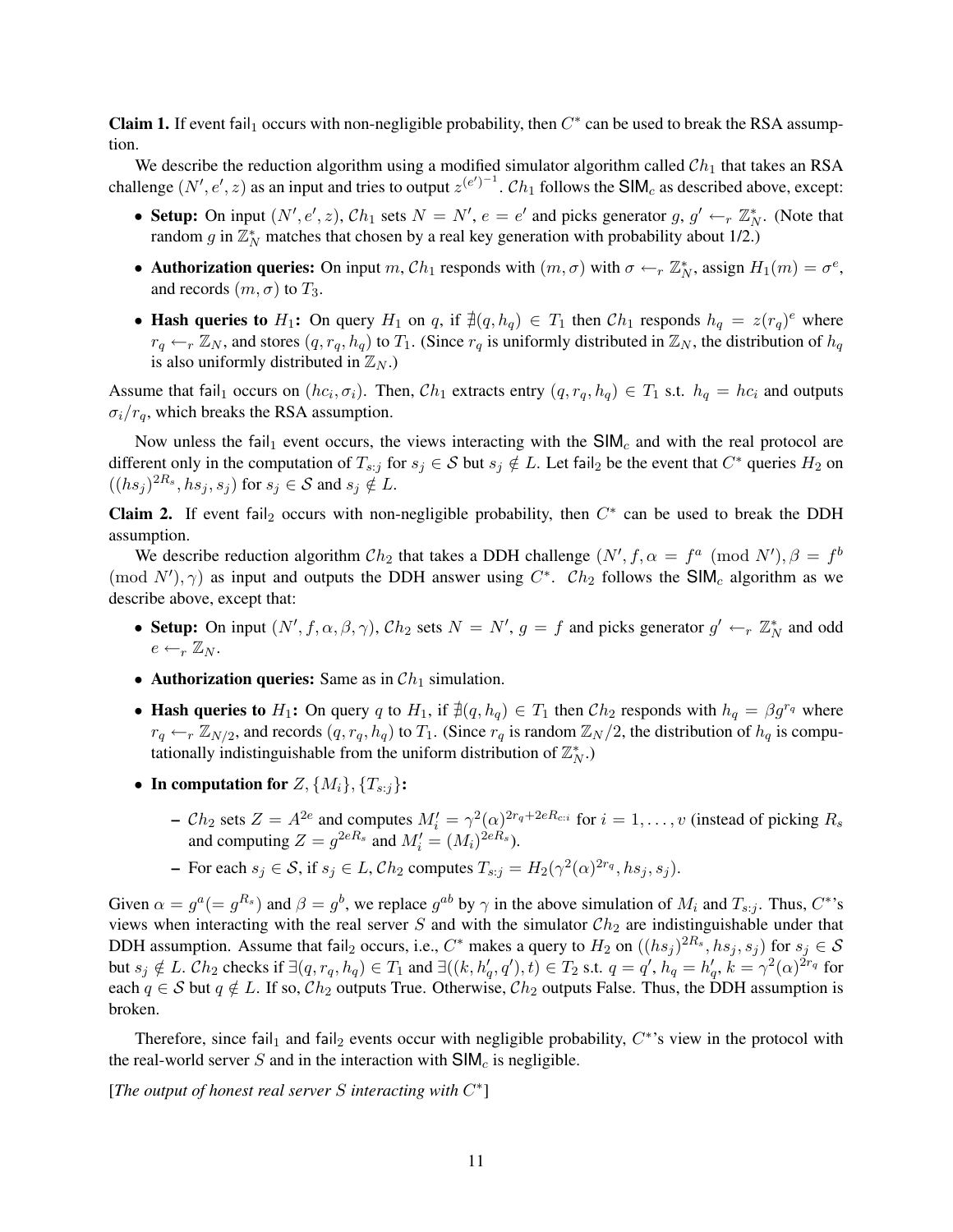**Claim 1.** If event $\mathsf{fail}_1$ occurs with non-negligible probability, then $C^*$ can be used to break the RSA assumption.

We describe the reduction algorithm using a modified simulator algorithm called $\mathcal{C}h_1$ that takes an RSA challenge $(N', e', z)$ as an input and tries to output $z^{(e')^{-1}}$. $\mathcal{C}h_1$ follows the $\mathsf{SIM}_c$ as described above, except:

- **Setup:** On input $(N', e', z)$, $\mathcal{C}h_1$ sets $N = N'$, $e = e'$ and picks generator $g, g' \leftarrow_r \mathbb{Z}_N^*$. (Note that random $g$ in $\mathbb{Z}_N^*$ matches that chosen by a real key generation with probability about 1/2.)
- **Authorization queries:** On input $m$, $\mathcal{C}h_1$ responds with $(m, \sigma)$ with $\sigma \leftarrow_r \mathbb{Z}_N^*$, assign $H_1(m) = \sigma^e$, and records $(m, \sigma)$ to $T_3$.
- **Hash queries to $H_1$:** On query $H_1$ on $q$, if $\nexists(q, h_q) \in T_1$ then $\mathcal{C}h_1$ responds $h_q = z(r_q)^e$ where $r_q \leftarrow_r \mathbb{Z}_N$, and stores $(q, r_q, h_q)$ to $T_1$. (Since $r_q$ is uniformly distributed in $\mathbb{Z}_N$, the distribution of $h_q$ is also uniformly distributed in $\mathbb{Z}_N$.)

Assume that $\mathsf{fail}_1$ occurs on $(hc_i, \sigma_i)$. Then, $\mathcal{C}h_1$ extracts entry $(q, r_q, h_q) \in T_1$ s.t. $h_q = hc_i$ and outputs $\sigma_i / r_q$, which breaks the RSA assumption.

Now unless the $\mathsf{fail}_1$ event occurs, the views interacting with the $\mathsf{SIM}_c$ and with the real protocol are different only in the computation of $T_{s:j}$ for $s_j \in \mathcal{S}$ but $s_j \notin L$. Let $\mathsf{fail}_2$ be the event that $C^*$ queries $H_2$ on $((hs_j)^{2R_s}, hs_j, s_j)$ for $s_j \in \mathcal{S}$ and $s_j \notin L$.

**Claim 2.** If event $\mathsf{fail}_2$ occurs with non-negligible probability, then $C^*$ can be used to break the DDH assumption.

We describe reduction algorithm $\mathcal{C}h_2$ that takes a DDH challenge $(N', f, \alpha = f^a \pmod{N'}, \beta = f^b \pmod{N'}, \gamma)$ as input and outputs the DDH answer using $C^*$. $\mathcal{C}h_2$ follows the $\mathsf{SIM}_c$ algorithm as we describe above, except that:

- **Setup:** On input $(N', f, \alpha, \beta, \gamma)$, $\mathcal{C}h_2$ sets $N = N'$, $g = f$ and picks generator $g' \leftarrow_r \mathbb{Z}_N^*$ and odd $e \leftarrow_r \mathbb{Z}_N$.
- **Authorization queries:** Same as in $\mathcal{C}h_1$ simulation.
- **Hash queries to $H_1$:** On query $q$ to $H_1$, if $\nexists(q, h_q) \in T_1$ then $\mathcal{C}h_2$ responds with $h_q = \beta g^{r_q}$ where $r_q \leftarrow_r \mathbb{Z}_{N/2}$, and records $(q, r_q, h_q)$ to $T_1$. (Since $r_q$ is random $\mathbb{Z}_N/2$, the distribution of $h_q$ is computationally indistinguishable from the uniform distribution of $\mathbb{Z}_N^*$.)
- **In computation for $Z, \{M_i\}, \{T_{s:j}\}$:**
  - $\mathcal{C}h_2$ sets $Z = A^{2e}$ and computes $M_i' = \gamma^2(\alpha)^{2r_q + 2eR_{c:i}}$ for $i = 1, \ldots, v$ (instead of picking $R_s$ and computing $Z = g^{2eR_s}$ and $M_i' = (M_i)^{2eR_s}$).
  - For each $s_j \in \mathcal{S}$, if $s_j \in L$, $\mathcal{C}h_2$ computes $T_{s:j} = H_2(\gamma^2(\alpha)^{2r_q}, hs_j, s_j)$.

Given $\alpha = g^a (= g^{R_s})$ and $\beta = g^b$, we replace $g^{ab}$ by $\gamma$ in the above simulation of $M_i$ and $T_{s:j}$. Thus, $C^*$'s views when interacting with the real server $S$ and with the simulator $\mathcal{C}h_2$ are indistinguishable under that DDH assumption. Assume that $\mathsf{fail}_2$ occurs, i.e., $C^*$ makes a query to $H_2$ on $((hs_j)^{2R_s}, hs_j, s_j)$ for $s_j \in \mathcal{S}$ but $s_j \notin L$. $\mathcal{C}h_2$ checks if $\exists(q, r_q, h_q) \in T_1$ and $\exists((k, h_q', q'), t) \in T_2$ s.t. $q = q'$, $h_q = h_q'$, $k = \gamma^2(\alpha)^{2r_q}$ for each $q \in \mathcal{S}$ but $q \notin L$. If so, $\mathcal{C}h_2$ outputs True. Otherwise, $\mathcal{C}h_2$ outputs False. Thus, the DDH assumption is broken.

Therefore, since $\mathsf{fail}_1$ and $\mathsf{fail}_2$ events occur with negligible probability, $C^*$'s view in the protocol with the real-world server $S$ and in the interaction with $\mathsf{SIM}_c$ is negligible.

[*The output of honest real server $S$ interacting with $C^*$*]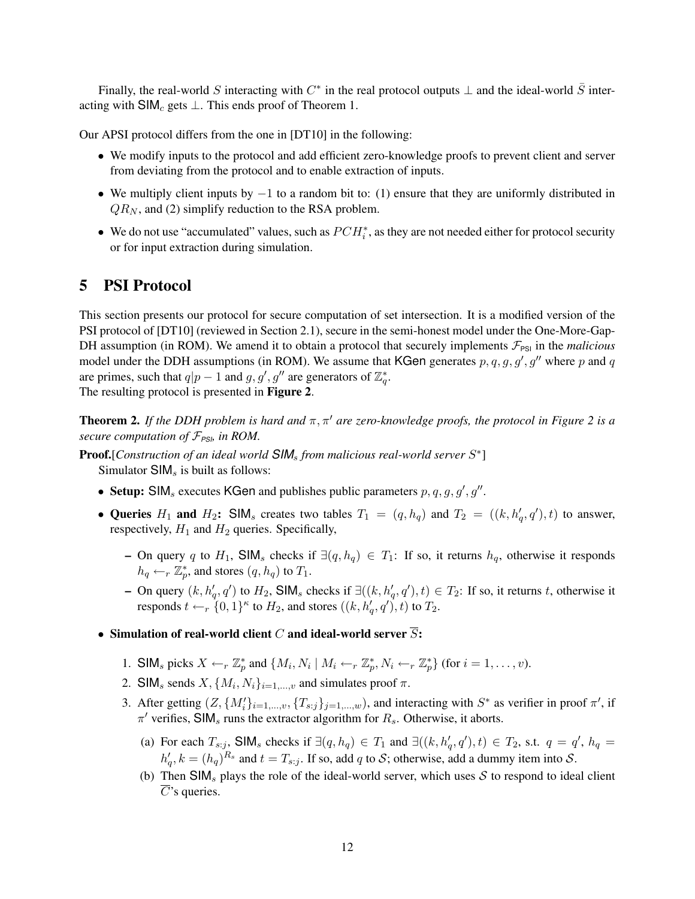Finally, the real-world $S$ interacting with $C^*$ in the real protocol outputs $\perp$ and the ideal-world $\bar{S}$ interacting with $\mathsf{SIM}_c$ gets $\perp$. This ends proof of Theorem 1.

Our APSI protocol differs from the one in [DT10] in the following:

- We modify inputs to the protocol and add efficient zero-knowledge proofs to prevent client and server from deviating from the protocol and to enable extraction of inputs.
- We multiply client inputs by $-1$ to a random bit to: (1) ensure that they are uniformly distributed in $QR_N$, and (2) simplify reduction to the RSA problem.
- We do not use "accumulated" values, such as $PCH_i^*$, as they are not needed either for protocol security or for input extraction during simulation.

# 5 PSI Protocol

This section presents our protocol for secure computation of set intersection. It is a modified version of the PSI protocol of [DT10] (reviewed in Section 2.1), secure in the semi-honest model under the One-More-Gap-DH assumption (in ROM). We amend it to obtain a protocol that securely implements $\mathcal{F}_{\mathsf{PSI}}$ in the *malicious* model under the DDH assumptions (in ROM). We assume that $\mathsf{KGen}$ generates $p, q, g, g', g''$ where $p$ and $q$ are primes, such that $q|p-1$ and $g, g', g''$ are generators of $\mathbb{Z}_q^*$.
The resulting protocol is presented in **Figure 2**.

**Theorem 2.** *If the DDH problem is hard and $\pi, \pi'$ are zero-knowledge proofs, the protocol in Figure 2 is a secure computation of $\mathcal{F}_{\mathsf{PSI}}$, in ROM.*

**Proof.**[*Construction of an ideal world $\mathsf{SIM}_s$ from malicious real-world server $S^*$*]
Simulator $\mathsf{SIM}_s$ is built as follows:

- **Setup:** $\mathsf{SIM}_s$ executes $\mathsf{KGen}$ and publishes public parameters $p, q, g, g', g''$.
- **Queries $H_1$ and $H_2$:** $\mathsf{SIM}_s$ creates two tables $T_1 = (q, h_q)$ and $T_2 = ((k, h'_q, q'), t)$ to answer, respectively, $H_1$ and $H_2$ queries. Specifically,
  - On query $q$ to $H_1$, $\mathsf{SIM}_s$ checks if $\exists (q, h_q) \in T_1$: If so, it returns $h_q$, otherwise it responds $h_q \leftarrow_r \mathbb{Z}_p^*$, and stores $(q, h_q)$ to $T_1$.
  - On query $(k, h'_q, q')$ to $H_2$, $\mathsf{SIM}_s$ checks if $\exists ((k, h'_q, q'), t) \in T_2$: If so, it returns $t$, otherwise it responds $t \leftarrow_r \{0,1\}^\kappa$ to $H_2$, and stores $((k, h'_q, q'), t)$ to $T_2$.
- **Simulation of real-world client $C$ and ideal-world server $\overline{S}$:**
  1. $\mathsf{SIM}_s$ picks $X \leftarrow_r \mathbb{Z}_p^*$ and $\{M_i, N_i \mid M_i \leftarrow_r \mathbb{Z}_p^*, N_i \leftarrow_r \mathbb{Z}_p^*\}$ (for $i = 1, \ldots, v$).
  2. $\mathsf{SIM}_s$ sends $X, \{M_i, N_i\}_{i=1,\ldots,v}$ and simulates proof $\pi$.
  3. After getting $(Z, \{M'_i\}_{i=1,\ldots,v}, \{T_{s:j}\}_{j=1,\ldots,w})$, and interacting with $S^*$ as verifier in proof $\pi'$, if $\pi'$ verifies, $\mathsf{SIM}_s$ runs the extractor algorithm for $R_s$. Otherwise, it aborts.
     (a) For each $T_{s:j}$, $\mathsf{SIM}_s$ checks if $\exists (q, h_q) \in T_1$ and $\exists ((k, h'_q, q'), t) \in T_2$, s.t. $q = q'$, $h_q = h'_q$, $k = (h_q)^{R_s}$ and $t = T_{s:j}$. If so, add $q$ to $\mathcal{S}$; otherwise, add a dummy item into $\mathcal{S}$.
     (b) Then $\mathsf{SIM}_s$ plays the role of the ideal-world server, which uses $\mathcal{S}$ to respond to ideal client $\overline{C}$'s queries.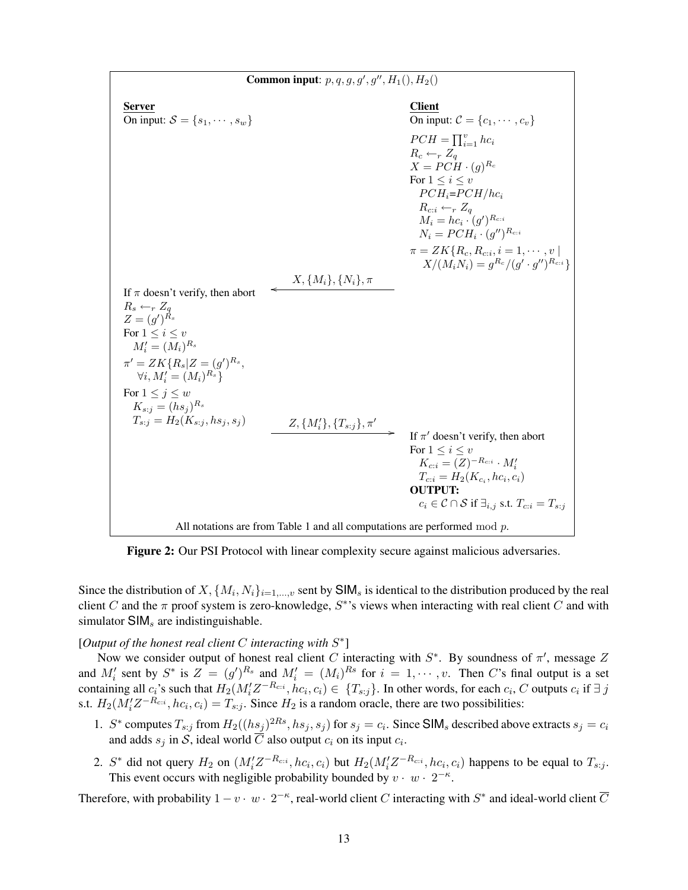**Common input**: $p, q, g, g', g'', H_1(), H_2()$

**Server**

On input: $\mathcal{S} = \{s_1, \cdots, s_w\}$

**Client**

On input: $\mathcal{C} = \{c_1, \cdots, c_v\}$

$PCH = \prod_{i=1}^{v} hc_i$

$R_c \leftarrow_r Z_q$

$X = PCH \cdot (g)^{R_c}$

For $1 \leq i \leq v$

  $PCH_i = PCH / hc_i$

  $R_{c:i} \leftarrow_r Z_q$

  $M_i = hc_i \cdot (g')^{R_{c:i}}$

  $N_i = PCH_i \cdot (g'')^{R_{c:i}}$

$\pi = ZK\{R_c, R_{c:i}, i = 1, \cdots, v \mid X/(M_i N_i) = g^{R_c}/(g' \cdot g'')^{R_{c:i}}\}$

Client → Server: $X, \{M_i\}, \{N_i\}, \pi$

**Server:**

If $\pi$ doesn't verify, then abort

$R_s \leftarrow_r Z_q$

$Z = (g')^{R_s}$

For $1 \leq i \leq v$

  $M_i' = (M_i)^{R_s}$

$\pi' = ZK\{R_s | Z = (g')^{R_s}, \forall i, M_i' = (M_i)^{R_s}\}$

For $1 \leq j \leq w$

  $K_{s:j} = (hs_j)^{R_s}$

  $T_{s:j} = H_2(K_{s:j}, hs_j, s_j)$

Server → Client: $Z, \{M_i'\}, \{T_{s:j}\}, \pi'$

**Client:**

If $\pi'$ doesn't verify, then abort

For $1 \leq i \leq v$

  $K_{c:i} = (Z)^{-R_{c:i}} \cdot M_i'$

  $T_{c:i} = H_2(K_{c_i}, hc_i, c_i)$

**OUTPUT:**

  $c_i \in \mathcal{C} \cap \mathcal{S}$ if $\exists_{i,j}$ s.t. $T_{c:i} = T_{s:j}$

All notations are from Table 1 and all computations are performed mod $p$.

**Figure 2:** Our PSI Protocol with linear complexity secure against malicious adversaries.

Since the distribution of $X, \{M_i, N_i\}_{i=1,\ldots,v}$ sent by $\mathsf{SIM}_s$ is identical to the distribution produced by the real client $C$ and the $\pi$ proof system is zero-knowledge, $S^*$'s views when interacting with real client $C$ and with simulator $\mathsf{SIM}_s$ are indistinguishable.

[*Output of the honest real client $C$ interacting with $S^*$*]

Now we consider output of honest real client $C$ interacting with $S^*$. By soundness of $\pi'$, message $Z$ and $M_i'$ sent by $S^*$ is $Z = (g')^{R_s}$ and $M_i' = (M_i)^{Rs}$ for $i = 1, \cdots, v$. Then $C$'s final output is a set containing all $c_i$'s such that $H_2(M_i' Z^{-R_{c:i}}, hc_i, c_i) \in \{T_{s:j}\}$. In other words, for each $c_i$, $C$ outputs $c_i$ if $\exists\, j$ s.t. $H_2(M_i' Z^{-R_{c:i}}, hc_i, c_i) = T_{s:j}$. Since $H_2$ is a random oracle, there are two possibilities:

1. $S^*$ computes $T_{s:j}$ from $H_2((hs_j)^{2Rs}, hs_j, s_j)$ for $s_j = c_i$. Since $\mathsf{SIM}_s$ described above extracts $s_j = c_i$ and adds $s_j$ in $\mathcal{S}$, ideal world $\overline{C}$ also output $c_i$ on its input $c_i$.
2. $S^*$ did not query $H_2$ on $(M_i' Z^{-R_{c:i}}, hc_i, c_i)$ but $H_2(M_i' Z^{-R_{c:i}}, hc_i, c_i)$ happens to be equal to $T_{s:j}$. This event occurs with negligible probability bounded by $v \cdot w \cdot 2^{-\kappa}$.

Therefore, with probability $1 - v \cdot w \cdot 2^{-\kappa}$, real-world client $C$ interacting with $S^*$ and ideal-world client $\overline{C}$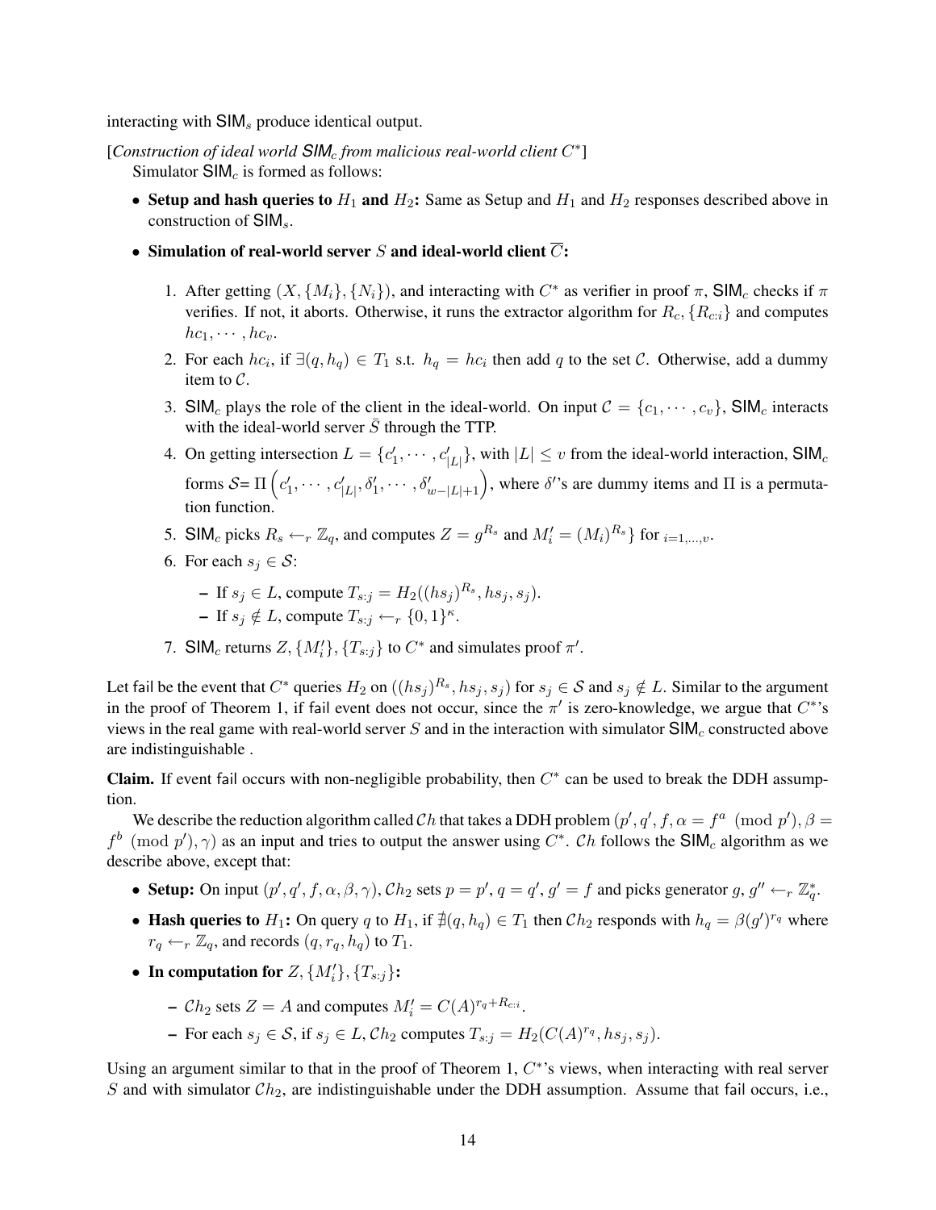interacting with $\mathsf{SIM}_s$ produce identical output.

[*Construction of ideal world $\mathsf{SIM}_c$ from malicious real-world client $C^*$*]
Simulator $\mathsf{SIM}_c$ is formed as follows:

- **Setup and hash queries to $H_1$ and $H_2$:** Same as Setup and $H_1$ and $H_2$ responses described above in construction of $\mathsf{SIM}_s$.
- **Simulation of real-world server $S$ and ideal-world client $\overline{C}$:**
  1. After getting $(X, \{M_i\}, \{N_i\})$, and interacting with $C^*$ as verifier in proof $\pi$, $\mathsf{SIM}_c$ checks if $\pi$ verifies. If not, it aborts. Otherwise, it runs the extractor algorithm for $R_c, \{R_{c:i}\}$ and computes $hc_1, \cdots, hc_v$.
  2. For each $hc_i$, if $\exists (q, h_q) \in T_1$ s.t. $h_q = hc_i$ then add $q$ to the set $\mathcal{C}$. Otherwise, add a dummy item to $\mathcal{C}$.
  3. $\mathsf{SIM}_c$ plays the role of the client in the ideal-world. On input $\mathcal{C} = \{c_1, \cdots, c_v\}$, $\mathsf{SIM}_c$ interacts with the ideal-world server $\bar{S}$ through the TTP.
  4. On getting intersection $L = \{c'_1, \cdots, c'_{|L|}\}$, with $|L| \leq v$ from the ideal-world interaction, $\mathsf{SIM}_c$ forms $\mathcal{S}$= $\Pi\left(c'_1, \cdots, c'_{|L|}, \delta'_1, \cdots, \delta'_{w-|L|+1}\right)$, where $\delta'$'s are dummy items and $\Pi$ is a permutation function.
  5. $\mathsf{SIM}_c$ picks $R_s \leftarrow_r \mathbb{Z}_q$, and computes $Z = g^{R_s}$ and $M'_i = (M_i)^{R_s}\}$ for $_{i=1,\dots,v}$.
  6. For each $s_j \in \mathcal{S}$:
     - If $s_j \in L$, compute $T_{s:j} = H_2((hs_j)^{R_s}, hs_j, s_j)$.
     - If $s_j \notin L$, compute $T_{s:j} \leftarrow_r \{0,1\}^\kappa$.
  7. $\mathsf{SIM}_c$ returns $Z, \{M'_i\}, \{T_{s:j}\}$ to $C^*$ and simulates proof $\pi'$.

Let $\mathsf{fail}$ be the event that $C^*$ queries $H_2$ on $((hs_j)^{R_s}, hs_j, s_j)$ for $s_j \in \mathcal{S}$ and $s_j \notin L$. Similar to the argument in the proof of Theorem 1, if $\mathsf{fail}$ event does not occur, since the $\pi'$ is zero-knowledge, we argue that $C^*$'s views in the real game with real-world server $S$ and in the interaction with simulator $\mathsf{SIM}_c$ constructed above are indistinguishable .

**Claim.** If event $\mathsf{fail}$ occurs with non-negligible probability, then $C^*$ can be used to break the DDH assumption.

We describe the reduction algorithm called $\mathcal{C}h$ that takes a DDH problem $(p', q', f, \alpha = f^a \pmod{p'}, \beta = f^b \pmod{p'}, \gamma)$ as an input and tries to output the answer using $C^*$. $\mathcal{C}h$ follows the $\mathsf{SIM}_c$ algorithm as we describe above, except that:

- **Setup:** On input $(p', q', f, \alpha, \beta, \gamma)$, $\mathcal{C}h_2$ sets $p = p'$, $q = q'$, $g' = f$ and picks generator $g, g'' \leftarrow_r \mathbb{Z}_q^*$.
- **Hash queries to $H_1$:** On query $q$ to $H_1$, if $\nexists (q, h_q) \in T_1$ then $\mathcal{C}h_2$ responds with $h_q = \beta(g')^{r_q}$ where $r_q \leftarrow_r \mathbb{Z}_q$, and records $(q, r_q, h_q)$ to $T_1$.
- **In computation for $Z, \{M'_i\}, \{T_{s:j}\}$:**
  - $\mathcal{C}h_2$ sets $Z = A$ and computes $M'_i = C(A)^{r_q + R_{c:i}}$.
  - For each $s_j \in \mathcal{S}$, if $s_j \in L$, $\mathcal{C}h_2$ computes $T_{s:j} = H_2(C(A)^{r_q}, hs_j, s_j)$.

Using an argument similar to that in the proof of Theorem 1, $C^*$'s views, when interacting with real server $S$ and with simulator $\mathcal{C}h_2$, are indistinguishable under the DDH assumption. Assume that $\mathsf{fail}$ occurs, i.e.,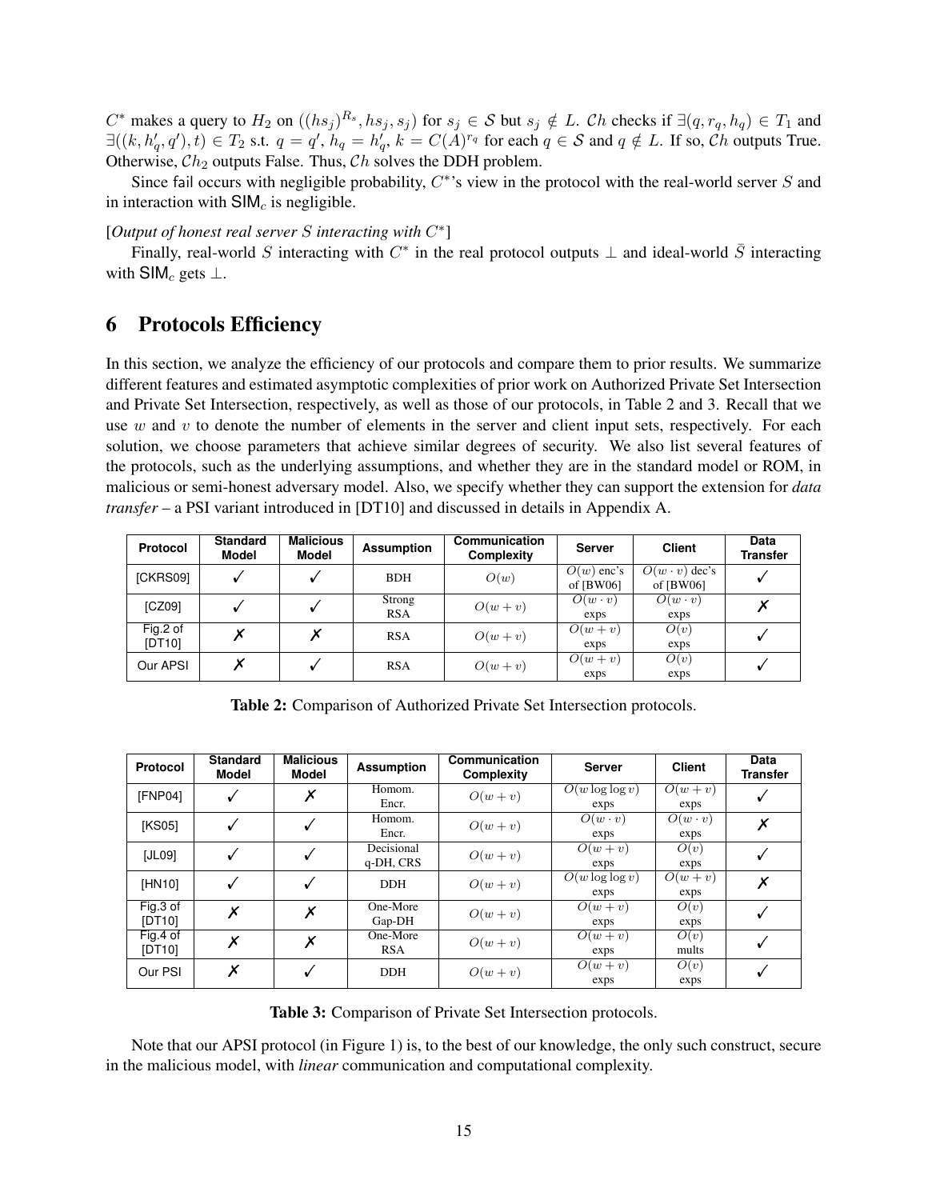$C^*$ makes a query to $H_2$ on $((hs_j)^{R_s}, hs_j, s_j)$ for $s_j \in \mathcal{S}$ but $s_j \notin L$. $\mathcal{C}h$ checks if $\exists(q, r_q, h_q) \in T_1$ and $\exists((k, h'_q, q'), t) \in T_2$ s.t. $q = q'$, $h_q = h'_q$, $k = C(A)^{r_q}$ for each $q \in \mathcal{S}$ and $q \notin L$. If so, $\mathcal{C}h$ outputs True. Otherwise, $\mathcal{C}h_2$ outputs False. Thus, $\mathcal{C}h$ solves the DDH problem.

Since $\mathsf{fail}$ occurs with negligible probability, $C^*$'s view in the protocol with the real-world server $S$ and in interaction with $\mathsf{SIM}_c$ is negligible.

[*Output of honest real server $S$ interacting with $C^*$*]

Finally, real-world $S$ interacting with $C^*$ in the real protocol outputs $\perp$ and ideal-world $\bar{S}$ interacting with $\mathsf{SIM}_c$ gets $\perp$.

# 6 Protocols Efficiency

In this section, we analyze the efficiency of our protocols and compare them to prior results. We summarize different features and estimated asymptotic complexities of prior work on Authorized Private Set Intersection and Private Set Intersection, respectively, as well as those of our protocols, in Table 2 and 3. Recall that we use $w$ and $v$ to denote the number of elements in the server and client input sets, respectively. For each solution, we choose parameters that achieve similar degrees of security. We also list several features of the protocols, such as the underlying assumptions, and whether they are in the standard model or ROM, in malicious or semi-honest adversary model. Also, we specify whether they can support the extension for *data transfer* – a PSI variant introduced in [DT10] and discussed in details in Appendix A.

| Protocol | Standard Model | Malicious Model | Assumption | Communication Complexity | Server | Client | Data Transfer |
|---|---|---|---|---|---|---|---|
| [CKRS09] | ✓ | ✓ | BDH | $O(w)$ | $O(w)$ enc's of [BW06] | $O(w \cdot v)$ dec's of [BW06] | ✓ |
| [CZ09] | ✓ | ✓ | Strong RSA | $O(w+v)$ | $O(w \cdot v)$ exps | $O(w \cdot v)$ exps | ✗ |
| Fig.2 of [DT10] | ✗ | ✗ | RSA | $O(w+v)$ | $O(w+v)$ exps | $O(v)$ exps | ✓ |
| Our APSI | ✗ | ✓ | RSA | $O(w+v)$ | $O(w+v)$ exps | $O(v)$ exps | ✓ |

**Table 2:** Comparison of Authorized Private Set Intersection protocols.

| Protocol | Standard Model | Malicious Model | Assumption | Communication Complexity | Server | Client | Data Transfer |
|---|---|---|---|---|---|---|---|
| [FNP04] | ✓ | ✗ | Homom. Encr. | $O(w+v)$ | $O(w \log \log v)$ exps | $O(w+v)$ exps | ✓ |
| [KS05] | ✓ | ✓ | Homom. Encr. | $O(w+v)$ | $O(w \cdot v)$ exps | $O(w \cdot v)$ exps | ✗ |
| [JL09] | ✓ | ✓ | Decisional q-DH, CRS | $O(w+v)$ | $O(w+v)$ exps | $O(v)$ exps | ✓ |
| [HN10] | ✓ | ✓ | DDH | $O(w+v)$ | $O(w \log \log v)$ exps | $O(w+v)$ exps | ✗ |
| Fig.3 of [DT10] | ✗ | ✗ | One-More Gap-DH | $O(w+v)$ | $O(w+v)$ exps | $O(v)$ exps | ✓ |
| Fig.4 of [DT10] | ✗ | ✗ | One-More RSA | $O(w+v)$ | $O(w+v)$ exps | $O(v)$ mults | ✓ |
| Our PSI | ✗ | ✓ | DDH | $O(w+v)$ | $O(w+v)$ exps | $O(v)$ exps | ✓ |

**Table 3:** Comparison of Private Set Intersection protocols.

Note that our APSI protocol (in Figure 1) is, to the best of our knowledge, the only such construct, secure in the malicious model, with *linear* communication and computational complexity.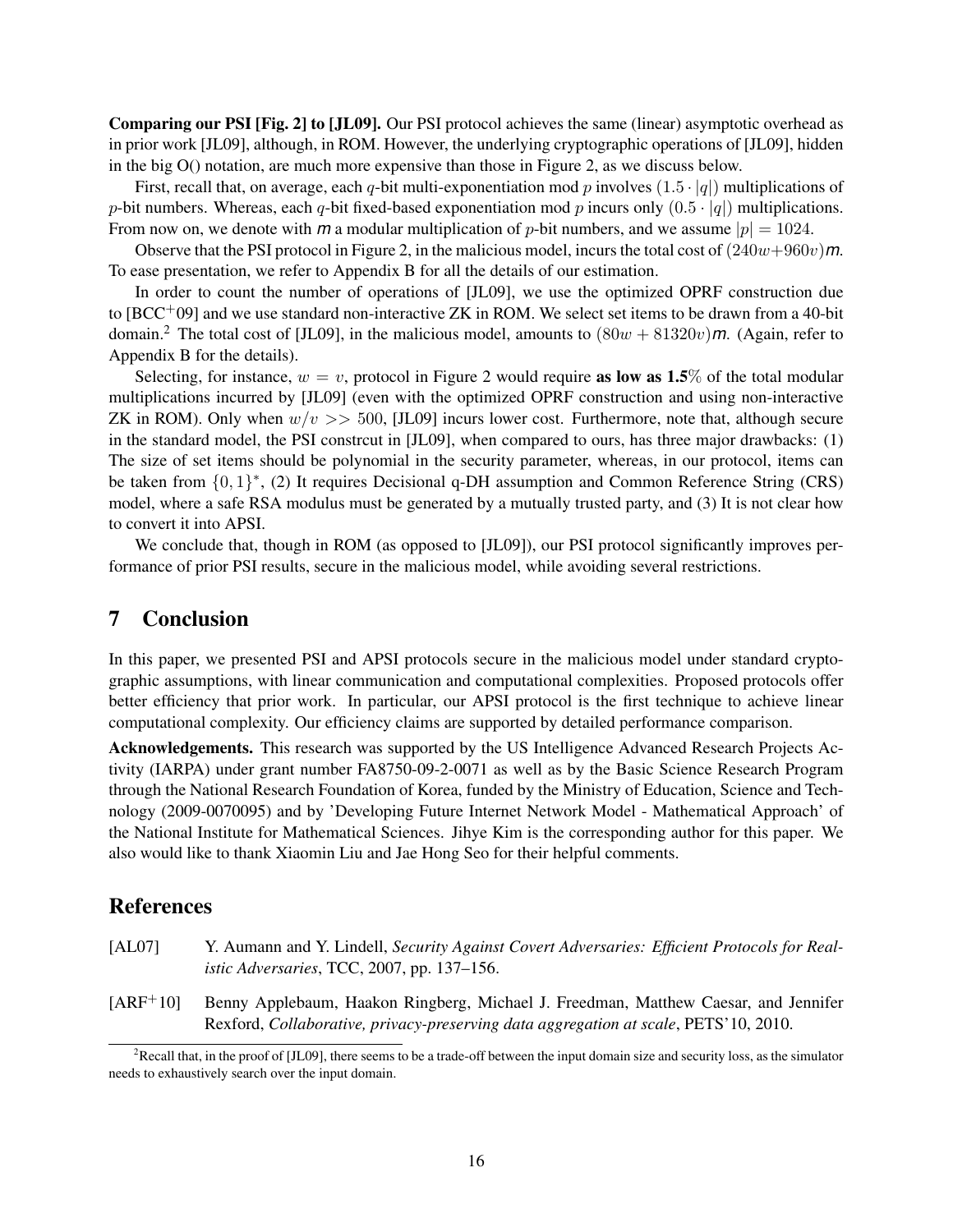**Comparing our PSI [Fig. 2] to [JL09].** Our PSI protocol achieves the same (linear) asymptotic overhead as in prior work [JL09], although, in ROM. However, the underlying cryptographic operations of [JL09], hidden in the big O() notation, are much more expensive than those in Figure 2, as we discuss below.

First, recall that, on average, each $q$-bit multi-exponentiation mod $p$ involves $(1.5 \cdot |q|)$ multiplications of $p$-bit numbers. Whereas, each $q$-bit fixed-based exponentiation mod $p$ incurs only $(0.5 \cdot |q|)$ multiplications. From now on, we denote with $m$ a modular multiplication of $p$-bit numbers, and we assume $|p| = 1024$.

Observe that the PSI protocol in Figure 2, in the malicious model, incurs the total cost of $(240w+960v)m$. To ease presentation, we refer to Appendix B for all the details of our estimation.

In order to count the number of operations of [JL09], we use the optimized OPRF construction due to [BCC+09] and we use standard non-interactive ZK in ROM. We select set items to be drawn from a 40-bit domain.[2] The total cost of [JL09], in the malicious model, amounts to $(80w + 81320v)m$. (Again, refer to Appendix B for the details).

Selecting, for instance, $w = v$, protocol in Figure 2 would require **as low as 1.5**% of the total modular multiplications incurred by [JL09] (even with the optimized OPRF construction and using non-interactive ZK in ROM). Only when $w/v >> 500$, [JL09] incurs lower cost. Furthermore, note that, although secure in the standard model, the PSI constrcut in [JL09], when compared to ours, has three major drawbacks: (1) The size of set items should be polynomial in the security parameter, whereas, in our protocol, items can be taken from $\{0, 1\}^*$, (2) It requires Decisional q-DH assumption and Common Reference String (CRS) model, where a safe RSA modulus must be generated by a mutually trusted party, and (3) It is not clear how to convert it into APSI.

We conclude that, though in ROM (as opposed to [JL09]), our PSI protocol significantly improves performance of prior PSI results, secure in the malicious model, while avoiding several restrictions.

## 7 Conclusion

In this paper, we presented PSI and APSI protocols secure in the malicious model under standard cryptographic assumptions, with linear communication and computational complexities. Proposed protocols offer better efficiency that prior work. In particular, our APSI protocol is the first technique to achieve linear computational complexity. Our efficiency claims are supported by detailed performance comparison.

**Acknowledgements.** This research was supported by the US Intelligence Advanced Research Projects Activity (IARPA) under grant number FA8750-09-2-0071 as well as by the Basic Science Research Program through the National Research Foundation of Korea, funded by the Ministry of Education, Science and Technology (2009-0070095) and by 'Developing Future Internet Network Model - Mathematical Approach' of the National Institute for Mathematical Sciences. Jihye Kim is the corresponding author for this paper. We also would like to thank Xiaomin Liu and Jae Hong Seo for their helpful comments.

## References

[AL07] Y. Aumann and Y. Lindell, *Security Against Covert Adversaries: Efficient Protocols for Realistic Adversaries*, TCC, 2007, pp. 137–156.

[ARF+10] Benny Applebaum, Haakon Ringberg, Michael J. Freedman, Matthew Caesar, and Jennifer Rexford, *Collaborative, privacy-preserving data aggregation at scale*, PETS'10, 2010.

[2] Recall that, in the proof of [JL09], there seems to be a trade-off between the input domain size and security loss, as the simulator needs to exhaustively search over the input domain.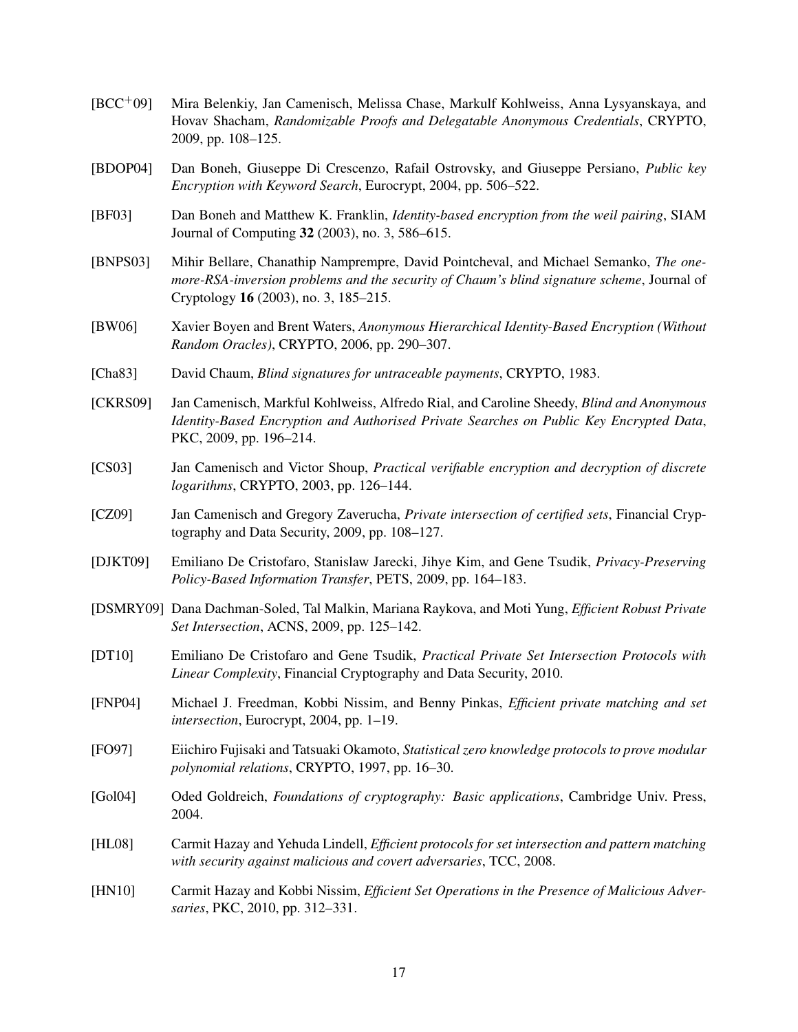[BCC+09] Mira Belenkiy, Jan Camenisch, Melissa Chase, Markulf Kohlweiss, Anna Lysyanskaya, and Hovav Shacham, *Randomizable Proofs and Delegatable Anonymous Credentials*, CRYPTO, 2009, pp. 108–125.

[BDOP04] Dan Boneh, Giuseppe Di Crescenzo, Rafail Ostrovsky, and Giuseppe Persiano, *Public key Encryption with Keyword Search*, Eurocrypt, 2004, pp. 506–522.

[BF03] Dan Boneh and Matthew K. Franklin, *Identity-based encryption from the weil pairing*, SIAM Journal of Computing **32** (2003), no. 3, 586–615.

[BNPS03] Mihir Bellare, Chanathip Namprempre, David Pointcheval, and Michael Semanko, *The one-more-RSA-inversion problems and the security of Chaum's blind signature scheme*, Journal of Cryptology **16** (2003), no. 3, 185–215.

[BW06] Xavier Boyen and Brent Waters, *Anonymous Hierarchical Identity-Based Encryption (Without Random Oracles)*, CRYPTO, 2006, pp. 290–307.

[Cha83] David Chaum, *Blind signatures for untraceable payments*, CRYPTO, 1983.

[CKRS09] Jan Camenisch, Markful Kohlweiss, Alfredo Rial, and Caroline Sheedy, *Blind and Anonymous Identity-Based Encryption and Authorised Private Searches on Public Key Encrypted Data*, PKC, 2009, pp. 196–214.

[CS03] Jan Camenisch and Victor Shoup, *Practical verifiable encryption and decryption of discrete logarithms*, CRYPTO, 2003, pp. 126–144.

[CZ09] Jan Camenisch and Gregory Zaverucha, *Private intersection of certified sets*, Financial Cryptography and Data Security, 2009, pp. 108–127.

[DJKT09] Emiliano De Cristofaro, Stanislaw Jarecki, Jihye Kim, and Gene Tsudik, *Privacy-Preserving Policy-Based Information Transfer*, PETS, 2009, pp. 164–183.

[DSMRY09] Dana Dachman-Soled, Tal Malkin, Mariana Raykova, and Moti Yung, *Efficient Robust Private Set Intersection*, ACNS, 2009, pp. 125–142.

[DT10] Emiliano De Cristofaro and Gene Tsudik, *Practical Private Set Intersection Protocols with Linear Complexity*, Financial Cryptography and Data Security, 2010.

[FNP04] Michael J. Freedman, Kobbi Nissim, and Benny Pinkas, *Efficient private matching and set intersection*, Eurocrypt, 2004, pp. 1–19.

[FO97] Eiichiro Fujisaki and Tatsuaki Okamoto, *Statistical zero knowledge protocols to prove modular polynomial relations*, CRYPTO, 1997, pp. 16–30.

[Gol04] Oded Goldreich, *Foundations of cryptography: Basic applications*, Cambridge Univ. Press, 2004.

[HL08] Carmit Hazay and Yehuda Lindell, *Efficient protocols for set intersection and pattern matching with security against malicious and covert adversaries*, TCC, 2008.

[HN10] Carmit Hazay and Kobbi Nissim, *Efficient Set Operations in the Presence of Malicious Adversaries*, PKC, 2010, pp. 312–331.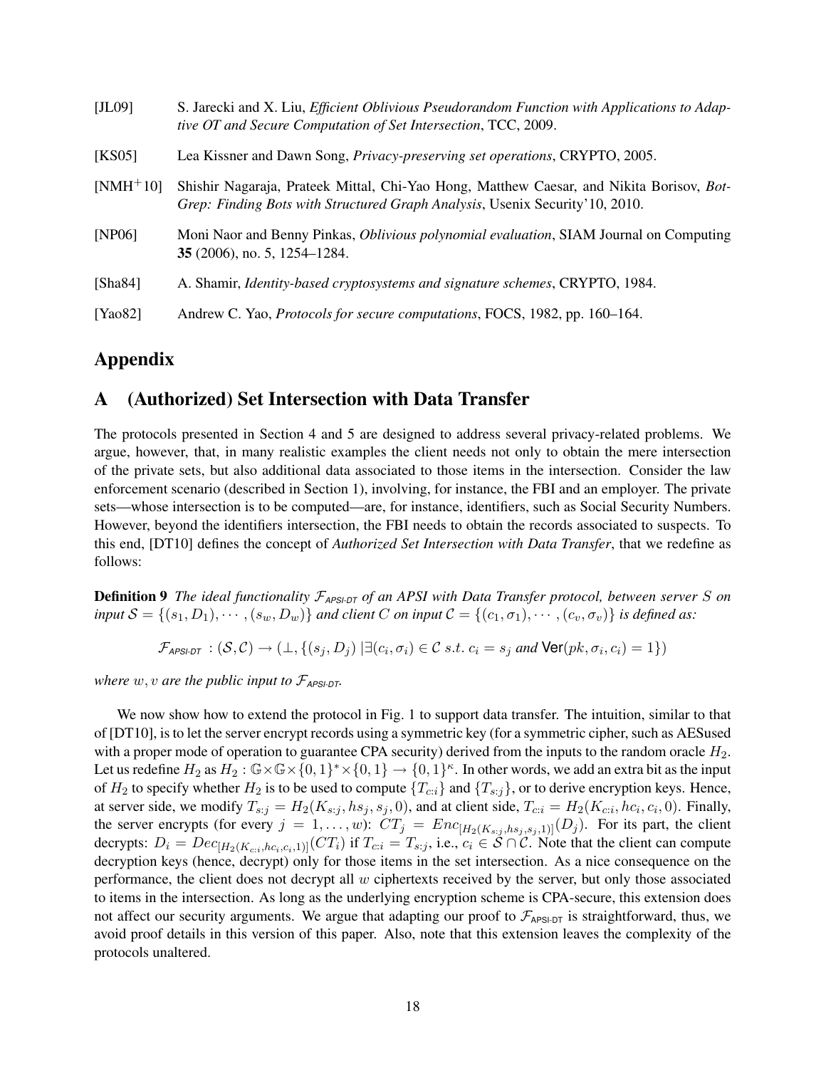[JL09] S. Jarecki and X. Liu, *Efficient Oblivious Pseudorandom Function with Applications to Adaptive OT and Secure Computation of Set Intersection*, TCC, 2009.

[KS05] Lea Kissner and Dawn Song, *Privacy-preserving set operations*, CRYPTO, 2005.

[NMH+10] Shishir Nagaraja, Prateek Mittal, Chi-Yao Hong, Matthew Caesar, and Nikita Borisov, *BotGrep: Finding Bots with Structured Graph Analysis*, Usenix Security'10, 2010.

[NP06] Moni Naor and Benny Pinkas, *Oblivious polynomial evaluation*, SIAM Journal on Computing **35** (2006), no. 5, 1254–1284.

[Sha84] A. Shamir, *Identity-based cryptosystems and signature schemes*, CRYPTO, 1984.

[Yao82] Andrew C. Yao, *Protocols for secure computations*, FOCS, 1982, pp. 160–164.

# Appendix

## A (Authorized) Set Intersection with Data Transfer

The protocols presented in Section 4 and 5 are designed to address several privacy-related problems. We argue, however, that, in many realistic examples the client needs not only to obtain the mere intersection of the private sets, but also additional data associated to those items in the intersection. Consider the law enforcement scenario (described in Section 1), involving, for instance, the FBI and an employer. The private sets—whose intersection is to be computed—are, for instance, identifiers, such as Social Security Numbers. However, beyond the identifiers intersection, the FBI needs to obtain the records associated to suspects. To this end, [DT10] defines the concept of *Authorized Set Intersection with Data Transfer*, that we redefine as follows:

**Definition 9** *The ideal functionality $\mathcal{F}_{\textsf{APSI-DT}}$ of an APSI with Data Transfer protocol, between server $S$ on input $\mathcal{S} = \{(s_1, D_1), \cdots, (s_w, D_w)\}$ and client $C$ on input $\mathcal{C} = \{(c_1, \sigma_1), \cdots, (c_v, \sigma_v)\}$ is defined as:*

$$\mathcal{F}_{\textsf{APSI-DT}} : (\mathcal{S}, \mathcal{C}) \rightarrow (\perp, \{(s_j, D_j) \mid \exists (c_i, \sigma_i) \in \mathcal{C} \text{ s.t. } c_i = s_j \text{ and } \mathsf{Ver}(pk, \sigma_i, c_i) = 1\})$$

*where $w, v$ are the public input to $\mathcal{F}_{\textsf{APSI-DT}}$.*

We now show how to extend the protocol in Fig. 1 to support data transfer. The intuition, similar to that of [DT10], is to let the server encrypt records using a symmetric key (for a symmetric cipher, such as AESused with a proper mode of operation to guarantee CPA security) derived from the inputs to the random oracle $H_2$. Let us redefine $H_2$ as $H_2 : \mathbb{G} \times \mathbb{G} \times \{0,1\}^* \times \{0,1\} \rightarrow \{0,1\}^\kappa$. In other words, we add an extra bit as the input of $H_2$ to specify whether $H_2$ is to be used to compute $\{T_{c:i}\}$ and $\{T_{s:j}\}$, or to derive encryption keys. Hence, at server side, we modify $T_{s:j} = H_2(K_{s:j}, hs_j, s_j, 0)$, and at client side, $T_{c:i} = H_2(K_{c:i}, hc_i, c_i, 0)$. Finally, the server encrypts (for every $j = 1, \ldots, w$): $CT_j = Enc_{[H_2(K_{s:j}, hs_j, s_j, 1)]}(D_j)$. For its part, the client decrypts: $D_i = Dec_{[H_2(K_{c:i}, hc_i, c_i, 1)]}(CT_i)$ if $T_{c:i} = T_{s:j}$, i.e., $c_i \in \mathcal{S} \cap \mathcal{C}$. Note that the client can compute decryption keys (hence, decrypt) only for those items in the set intersection. As a nice consequence on the performance, the client does not decrypt all $w$ ciphertexts received by the server, but only those associated to items in the intersection. As long as the underlying encryption scheme is CPA-secure, this extension does not affect our security arguments. We argue that adapting our proof to $\mathcal{F}_{\textsf{APSI-DT}}$ is straightforward, thus, we avoid proof details in this version of this paper. Also, note that this extension leaves the complexity of the protocols unaltered.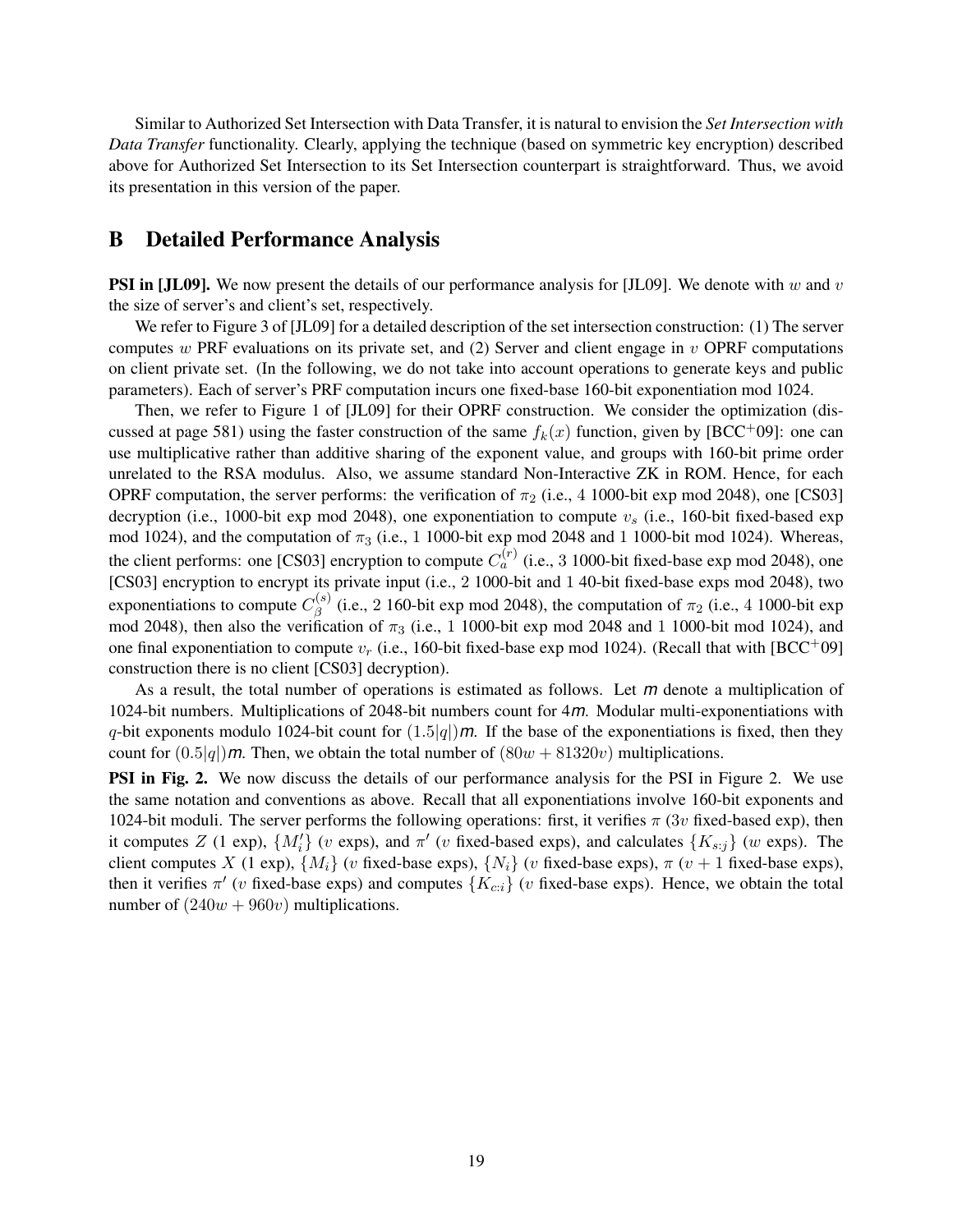Similar to Authorized Set Intersection with Data Transfer, it is natural to envision the *Set Intersection with Data Transfer* functionality. Clearly, applying the technique (based on symmetric key encryption) described above for Authorized Set Intersection to its Set Intersection counterpart is straightforward. Thus, we avoid its presentation in this version of the paper.

## B Detailed Performance Analysis

**PSI in [JL09].** We now present the details of our performance analysis for [JL09]. We denote with $w$ and $v$ the size of server's and client's set, respectively.

We refer to Figure 3 of [JL09] for a detailed description of the set intersection construction: (1) The server computes $w$ PRF evaluations on its private set, and (2) Server and client engage in $v$ OPRF computations on client private set. (In the following, we do not take into account operations to generate keys and public parameters). Each of server's PRF computation incurs one fixed-base 160-bit exponentiation mod 1024.

Then, we refer to Figure 1 of [JL09] for their OPRF construction. We consider the optimization (discussed at page 581) using the faster construction of the same $f_k(x)$ function, given by [BCC+09]: one can use multiplicative rather than additive sharing of the exponent value, and groups with 160-bit prime order unrelated to the RSA modulus. Also, we assume standard Non-Interactive ZK in ROM. Hence, for each OPRF computation, the server performs: the verification of $\pi_2$ (i.e., 4 1000-bit exp mod 2048), one [CS03] decryption (i.e., 1000-bit exp mod 2048), one exponentiation to compute $v_s$ (i.e., 160-bit fixed-based exp mod 1024), and the computation of $\pi_3$ (i.e., 1 1000-bit exp mod 2048 and 1 1000-bit mod 1024). Whereas, the client performs: one [CS03] encryption to compute $C_a^{(r)}$ (i.e., 3 1000-bit fixed-base exp mod 2048), one [CS03] encryption to encrypt its private input (i.e., 2 1000-bit and 1 40-bit fixed-base exps mod 2048), two exponentiations to compute $C_\beta^{(s)}$ (i.e., 2 160-bit exp mod 2048), the computation of $\pi_2$ (i.e., 4 1000-bit exp mod 2048), then also the verification of $\pi_3$ (i.e., 1 1000-bit exp mod 2048 and 1 1000-bit mod 1024), and one final exponentiation to compute $v_r$ (i.e., 160-bit fixed-base exp mod 1024). (Recall that with [BCC+09] construction there is no client [CS03] decryption).

As a result, the total number of operations is estimated as follows. Let $m$ denote a multiplication of 1024-bit numbers. Multiplications of 2048-bit numbers count for $4m$. Modular multi-exponentiations with $q$-bit exponents modulo 1024-bit count for $(1.5|q|)m$. If the base of the exponentiations is fixed, then they count for $(0.5|q|)m$. Then, we obtain the total number of $(80w + 81320v)$ multiplications.

**PSI in Fig. 2.** We now discuss the details of our performance analysis for the PSI in Figure 2. We use the same notation and conventions as above. Recall that all exponentiations involve 160-bit exponents and 1024-bit moduli. The server performs the following operations: first, it verifies $\pi$ ($3v$ fixed-based exp), then it computes $Z$ (1 exp), $\{M_i'\}$ ($v$ exps), and $\pi'$ ($v$ fixed-based exps), and calculates $\{K_{s:j}\}$ ($w$ exps). The client computes $X$ (1 exp), $\{M_i\}$ ($v$ fixed-base exps), $\{N_i\}$ ($v$ fixed-base exps), $\pi$ ($v + 1$ fixed-base exps), then it verifies $\pi'$ ($v$ fixed-base exps) and computes $\{K_{c:i}\}$ ($v$ fixed-base exps). Hence, we obtain the total number of $(240w + 960v)$ multiplications.